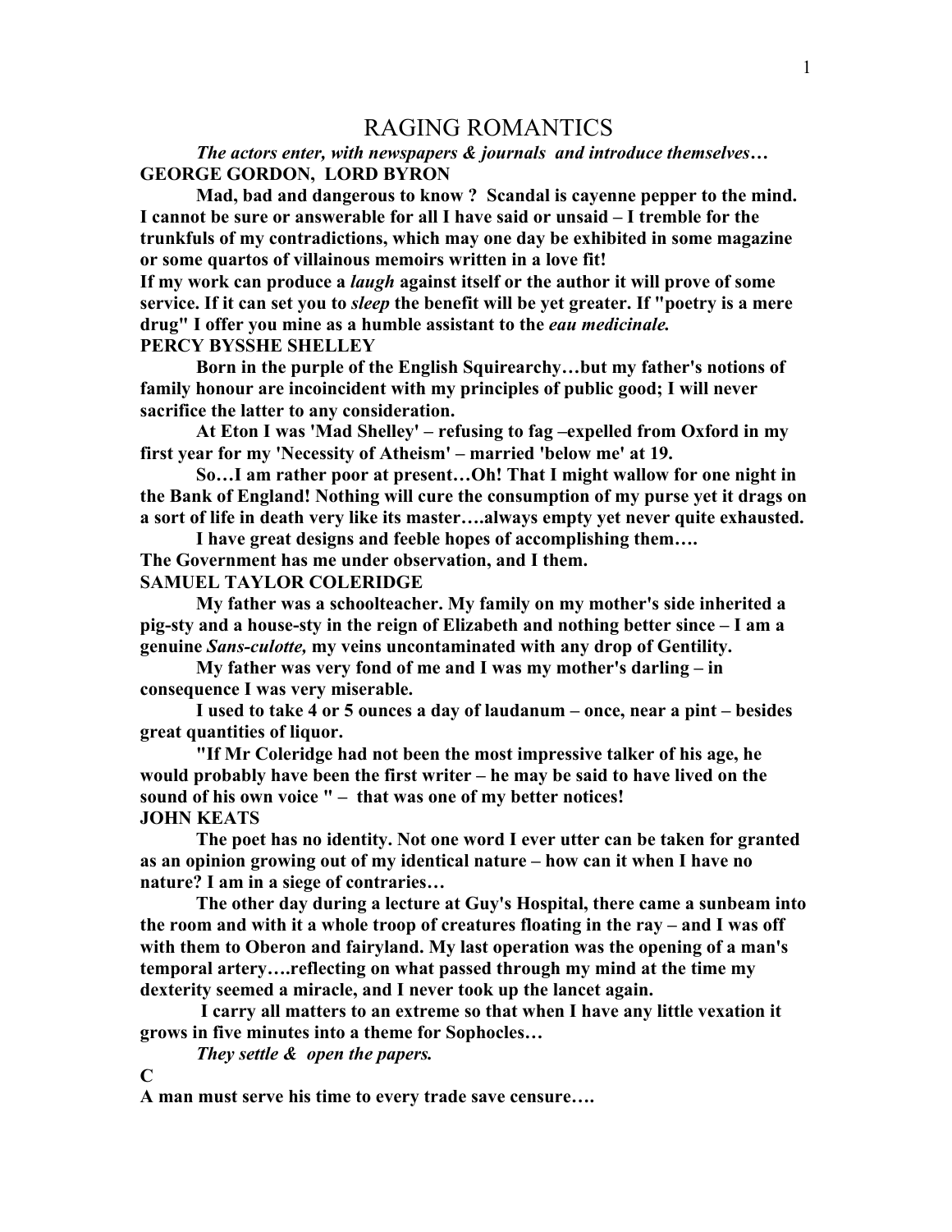# RAGING ROMANTICS

*The actors enter, with newspapers & journals and introduce themselves…*

**GEORGE GORDON, LORD BYRON**

**Mad, bad and dangerous to know ? Scandal is cayenne pepper to the mind. I cannot be sure or answerable for all I have said or unsaid – I tremble for the trunkfuls of my contradictions, which may one day be exhibited in some magazine or some quartos of villainous memoirs written in a love fit!**

**If my work can produce a *laugh* against itself or the author it will prove of some service. If it can set you to *sleep* the benefit will be yet greater. If "poetry is a mere drug" I offer you mine as a humble assistant to the *eau medicinale.***

**PERCY BYSSHE SHELLEY**

**Born in the purple of the English Squirearchy…but my father's notions of family honour are incoincident with my principles of public good; I will never sacrifice the latter to any consideration.**

**At Eton I was 'Mad Shelley' – refusing to fag –expelled from Oxford in my first year for my 'Necessity of Atheism' – married 'below me' at 19.**

**So…I am rather poor at present…Oh! That I might wallow for one night in the Bank of England! Nothing will cure the consumption of my purse yet it drags on a sort of life in death very like its master….always empty yet never quite exhausted.**

**I have great designs and feeble hopes of accomplishing them….**

**The Government has me under observation, and I them.**

**SAMUEL TAYLOR COLERIDGE**

**My father was a schoolteacher. My family on my mother's side inherited a pig-sty and a house-sty in the reign of Elizabeth and nothing better since – I am a genuine *Sans-culotte,* my veins uncontaminated with any drop of Gentility.**

**My father was very fond of me and I was my mother's darling – in consequence I was very miserable.**

**I used to take 4 or 5 ounces a day of laudanum – once, near a pint – besides great quantities of liquor.**

**"If Mr Coleridge had not been the most impressive talker of his age, he would probably have been the first writer – he may be said to have lived on the sound of his own voice " – that was one of my better notices!**

**JOHN KEATS**

**The poet has no identity. Not one word I ever utter can be taken for granted as an opinion growing out of my identical nature – how can it when I have no nature? I am in a siege of contraries…**

**The other day during a lecture at Guy's Hospital, there came a sunbeam into the room and with it a whole troop of creatures floating in the ray – and I was off with them to Oberon and fairyland. My last operation was the opening of a man's temporal artery….reflecting on what passed through my mind at the time my dexterity seemed a miracle, and I never took up the lancet again.**

**I carry all matters to an extreme so that when I have any little vexation it grows in five minutes into a theme for Sophocles…**

*They settle & open the papers.*

**C**

**A man must serve his time to every trade save censure….**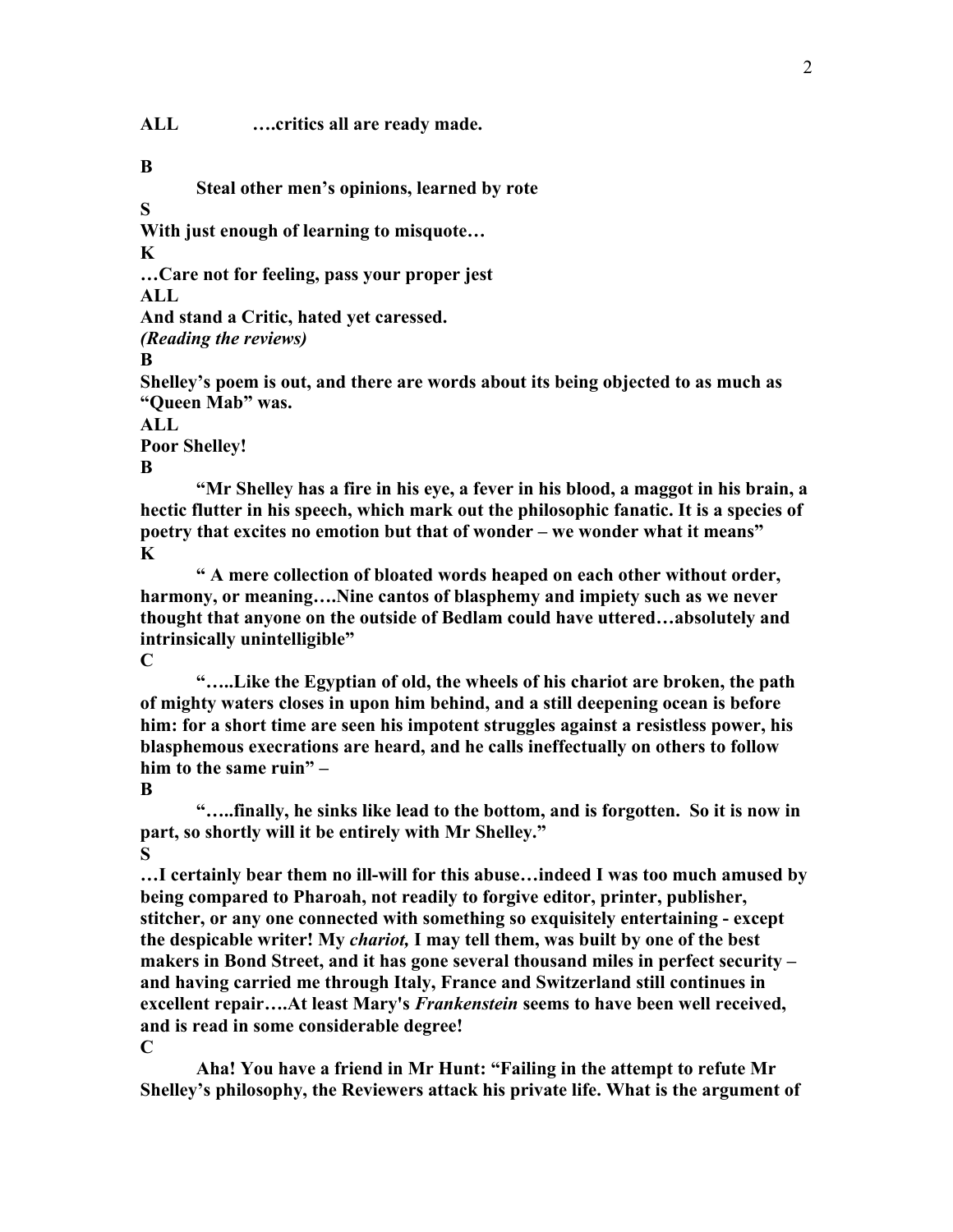**ALL** **….critics all are ready made.**

**B**

**Steal other men's opinions, learned by rote**

**S**

**With just enough of learning to misquote…**

**K**

**…Care not for feeling, pass your proper jest**

**ALL**

**And stand a Critic, hated yet caressed.**

***(Reading the reviews)***

**B**

**Shelley's poem is out, and there are words about its being objected to as much as "Queen Mab" was.**

**ALL**

**Poor Shelley!**

**B**

**"Mr Shelley has a fire in his eye, a fever in his blood, a maggot in his brain, a hectic flutter in his speech, which mark out the philosophic fanatic. It is a species of poetry that excites no emotion but that of wonder – we wonder what it means"**

**K**

**" A mere collection of bloated words heaped on each other without order, harmony, or meaning….Nine cantos of blasphemy and impiety such as we never thought that anyone on the outside of Bedlam could have uttered…absolutely and intrinsically unintelligible"**

**C**

**"…..Like the Egyptian of old, the wheels of his chariot are broken, the path of mighty waters closes in upon him behind, and a still deepening ocean is before him: for a short time are seen his impotent struggles against a resistless power, his blasphemous execrations are heard, and he calls ineffectually on others to follow him to the same ruin" –**

**B**

**"…..finally, he sinks like lead to the bottom, and is forgotten. So it is now in part, so shortly will it be entirely with Mr Shelley."**

**S**

**…I certainly bear them no ill-will for this abuse…indeed I was too much amused by being compared to Pharoah, not readily to forgive editor, printer, publisher, stitcher, or any one connected with something so exquisitely entertaining - except the despicable writer! My *chariot,* I may tell them, was built by one of the best makers in Bond Street, and it has gone several thousand miles in perfect security – and having carried me through Italy, France and Switzerland still continues in excellent repair….At least Mary's *Frankenstein* seems to have been well received, and is read in some considerable degree!**

**C**

**Aha! You have a friend in Mr Hunt: "Failing in the attempt to refute Mr Shelley's philosophy, the Reviewers attack his private life. What is the argument of**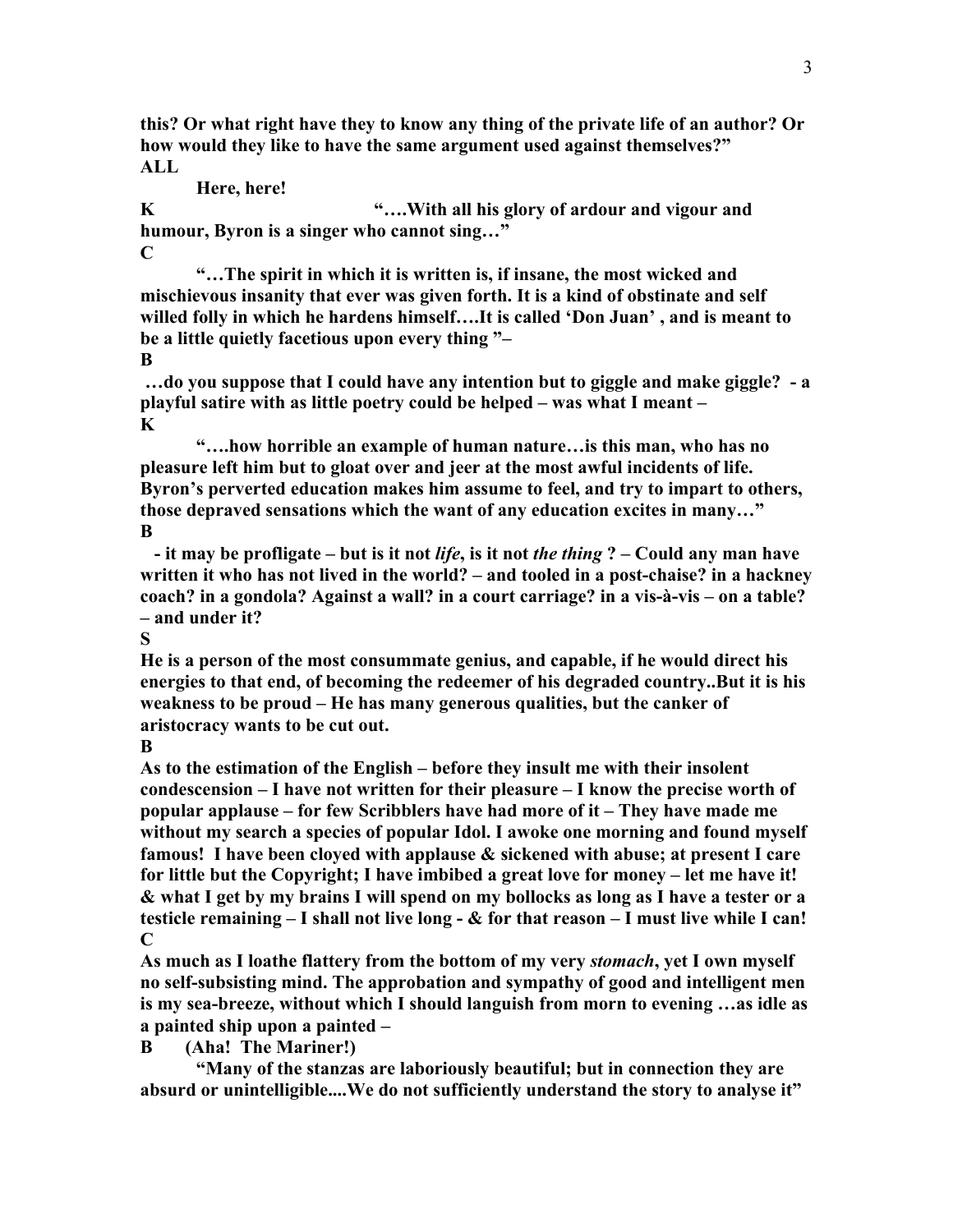**this? Or what right have they to know any thing of the private life of an author? Or how would they like to have the same argument used against themselves?"**

**ALL**

**Here, here!**

**K** **"….With all his glory of ardour and vigour and humour, Byron is a singer who cannot sing…"**

**C**

**"…The spirit in which it is written is, if insane, the most wicked and mischievous insanity that ever was given forth. It is a kind of obstinate and self willed folly in which he hardens himself….It is called 'Don Juan' , and is meant to be a little quietly facetious upon every thing "–**

**B**

**…do you suppose that I could have any intention but to giggle and make giggle? - a playful satire with as little poetry could be helped – was what I meant –**

**K**

**"….how horrible an example of human nature…is this man, who has no pleasure left him but to gloat over and jeer at the most awful incidents of life. Byron's perverted education makes him assume to feel, and try to impart to others, those depraved sensations which the want of any education excites in many…"**

**B**

**- it may be profligate – but is it not *life*, is it not *the thing* ? – Could any man have written it who has not lived in the world? – and tooled in a post-chaise? in a hackney coach? in a gondola? Against a wall? in a court carriage? in a vis-à-vis – on a table? – and under it?**

**S**

**He is a person of the most consummate genius, and capable, if he would direct his energies to that end, of becoming the redeemer of his degraded country..But it is his weakness to be proud – He has many generous qualities, but the canker of aristocracy wants to be cut out.**

**B**

**As to the estimation of the English – before they insult me with their insolent condescension – I have not written for their pleasure – I know the precise worth of popular applause – for few Scribblers have had more of it – They have made me without my search a species of popular Idol. I awoke one morning and found myself famous! I have been cloyed with applause & sickened with abuse; at present I care for little but the Copyright; I have imbibed a great love for money – let me have it! & what I get by my brains I will spend on my bollocks as long as I have a tester or a testicle remaining – I shall not live long - & for that reason – I must live while I can!**

**C**

**As much as I loathe flattery from the bottom of my very *stomach*, yet I own myself no self-subsisting mind. The approbation and sympathy of good and intelligent men is my sea-breeze, without which I should languish from morn to evening …as idle as a painted ship upon a painted –**

**B (Aha! The Mariner!)**

**"Many of the stanzas are laboriously beautiful; but in connection they are absurd or unintelligible....We do not sufficiently understand the story to analyse it"**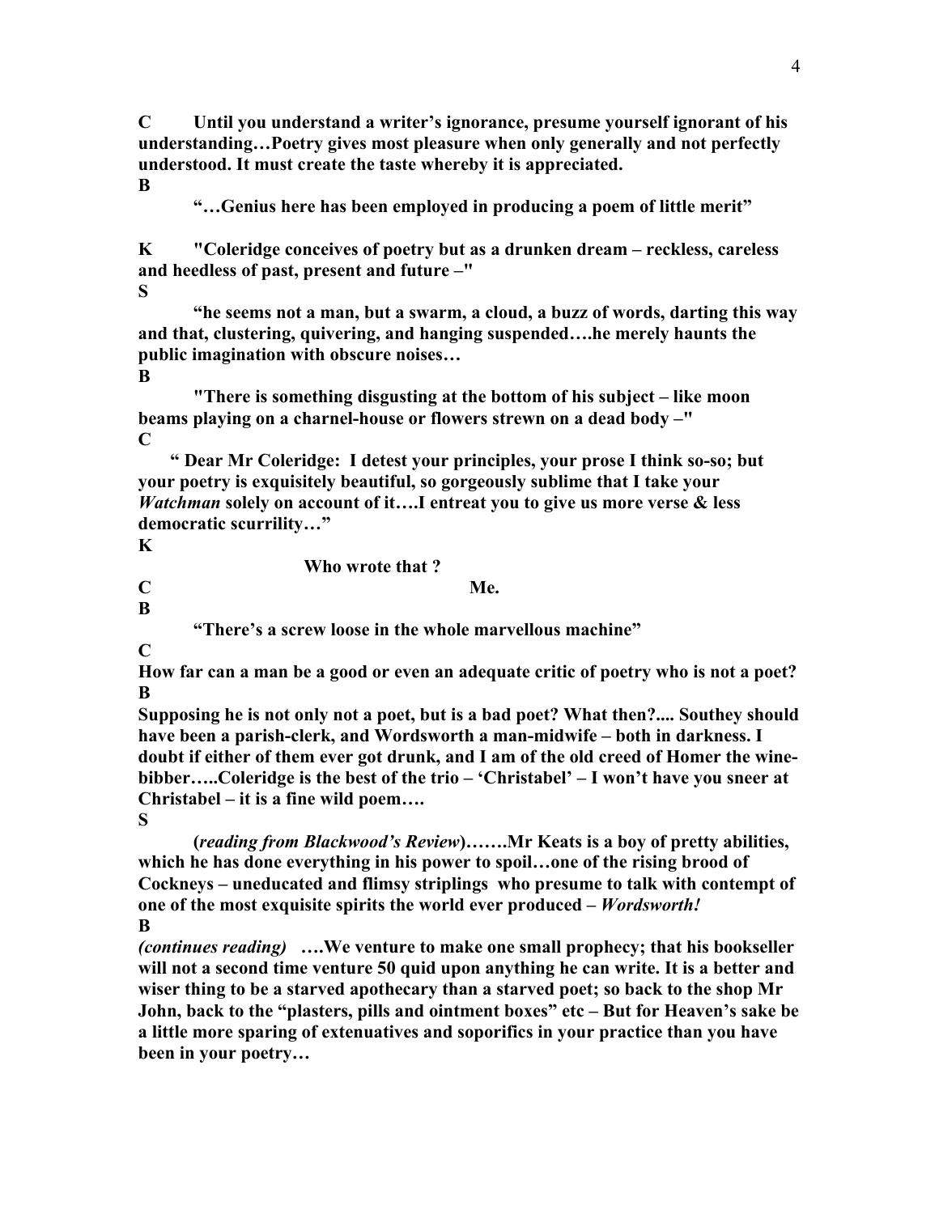**C Until you understand a writer's ignorance, presume yourself ignorant of his understanding…Poetry gives most pleasure when only generally and not perfectly understood. It must create the taste whereby it is appreciated.**

**B**

**"…Genius here has been employed in producing a poem of little merit"**

**K "Coleridge conceives of poetry but as a drunken dream – reckless, careless and heedless of past, present and future –"**

**S**

**"he seems not a man, but a swarm, a cloud, a buzz of words, darting this way and that, clustering, quivering, and hanging suspended….he merely haunts the public imagination with obscure noises…**

**B**

**"There is something disgusting at the bottom of his subject – like moon beams playing on a charnel-house or flowers strewn on a dead body –"**

**C**

**" Dear Mr Coleridge: I detest your principles, your prose I think so-so; but your poetry is exquisitely beautiful, so gorgeously sublime that I take your *Watchman* solely on account of it….I entreat you to give us more verse & less democratic scurrility…"**

**K**

**Who wrote that ?**

**C Me.**

**B**

**"There's a screw loose in the whole marvellous machine"**

**C**

**How far can a man be a good or even an adequate critic of poetry who is not a poet?**

**B**

**Supposing he is not only not a poet, but is a bad poet? What then?.... Southey should have been a parish-clerk, and Wordsworth a man-midwife – both in darkness. I doubt if either of them ever got drunk, and I am of the old creed of Homer the wine-bibber…..Coleridge is the best of the trio – 'Christabel' – I won't have you sneer at Christabel – it is a fine wild poem….**

**S**

**(*reading from Blackwood's Review*)…….Mr Keats is a boy of pretty abilities, which he has done everything in his power to spoil…one of the rising brood of Cockneys – uneducated and flimsy striplings who presume to talk with contempt of one of the most exquisite spirits the world ever produced – *Wordsworth!***

**B**

***(continues reading)* ….We venture to make one small prophecy; that his bookseller will not a second time venture 50 quid upon anything he can write. It is a better and wiser thing to be a starved apothecary than a starved poet; so back to the shop Mr John, back to the "plasters, pills and ointment boxes" etc – But for Heaven's sake be a little more sparing of extenuatives and soporifics in your practice than you have been in your poetry…**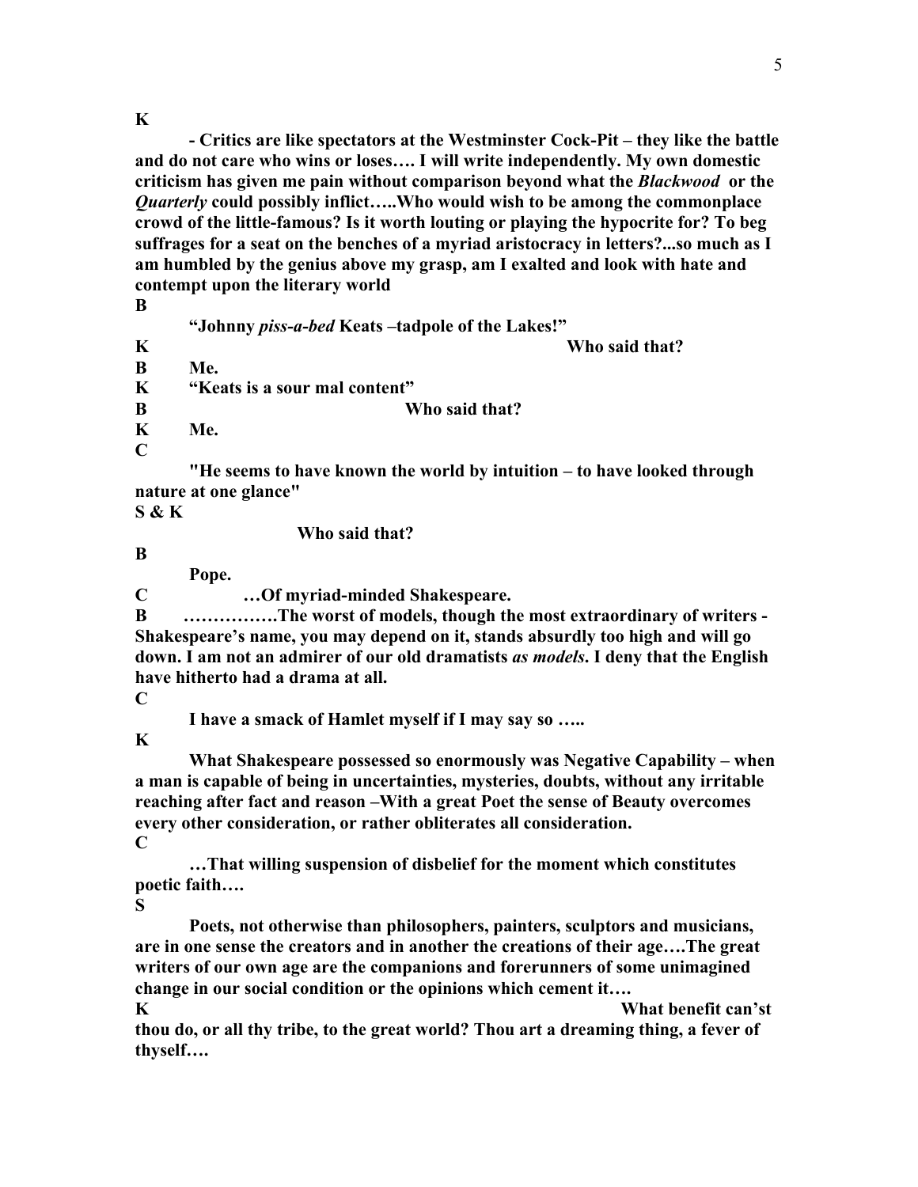**K**

**- Critics are like spectators at the Westminster Cock-Pit – they like the battle and do not care who wins or loses…. I will write independently. My own domestic criticism has given me pain without comparison beyond what the *Blackwood* or the *Quarterly* could possibly inflict…..Who would wish to be among the commonplace crowd of the little-famous? Is it worth louting or playing the hypocrite for? To beg suffrages for a seat on the benches of a myriad aristocracy in letters?...so much as I am humbled by the genius above my grasp, am I exalted and look with hate and contempt upon the literary world**

**B**

**"Johnny *piss-a-bed* Keats –tadpole of the Lakes!"**

**K** **Who said that?**

**B** **Me.**

**K** **"Keats is a sour mal content"**

**B** **Who said that?**

**K** **Me.**

**C**

**"He seems to have known the world by intuition – to have looked through nature at one glance"**

**S & K**

**Who said that?**

**B**

**Pope.**

**C** **…Of myriad-minded Shakespeare.**

**B** **…………….The worst of models, though the most extraordinary of writers - Shakespeare's name, you may depend on it, stands absurdly too high and will go down. I am not an admirer of our old dramatists *as models*. I deny that the English have hitherto had a drama at all.**

**C**

**I have a smack of Hamlet myself if I may say so …..**

**K**

**What Shakespeare possessed so enormously was Negative Capability – when a man is capable of being in uncertainties, mysteries, doubts, without any irritable reaching after fact and reason –With a great Poet the sense of Beauty overcomes every other consideration, or rather obliterates all consideration.**

**C**

**…That willing suspension of disbelief for the moment which constitutes poetic faith….**

**S**

**Poets, not otherwise than philosophers, painters, sculptors and musicians, are in one sense the creators and in another the creations of their age….The great writers of our own age are the companions and forerunners of some unimagined change in our social condition or the opinions which cement it….**

**K** **What benefit can'st thou do, or all thy tribe, to the great world? Thou art a dreaming thing, a fever of thyself….**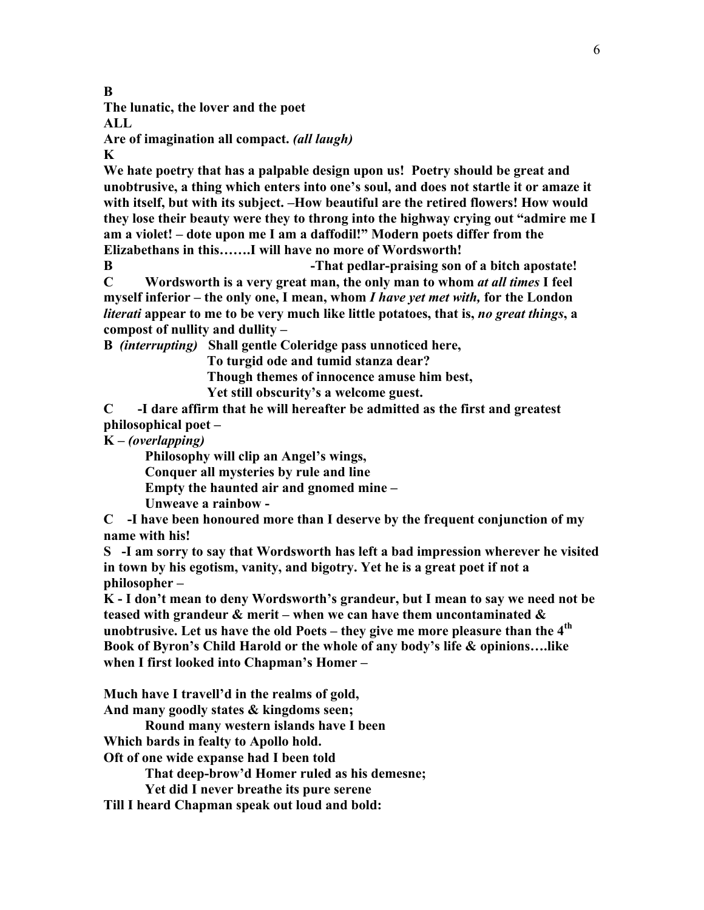**B**

**The lunatic, the lover and the poet**

**ALL**

**Are of imagination all compact.** ***(all laugh)***

**K**

**We hate poetry that has a palpable design upon us! Poetry should be great and unobtrusive, a thing which enters into one's soul, and does not startle it or amaze it with itself, but with its subject. –How beautiful are the retired flowers! How would they lose their beauty were they to throng into the highway crying out "admire me I am a violet! – dote upon me I am a daffodil!" Modern poets differ from the Elizabethans in this…….I will have no more of Wordsworth!**

**B** **-That pedlar-praising son of a bitch apostate!**

**C Wordsworth is a very great man, the only man to whom *at all times* I feel myself inferior – the only one, I mean, whom *I have yet met with,* for the London *literati* appear to me to be very much like little potatoes, that is, *no great things*, a compost of nullity and dullity –**

**B** ***(interrupting)*** **Shall gentle Coleridge pass unnoticed here,**
**To turgid ode and tumid stanza dear?**
**Though themes of innocence amuse him best,**
**Yet still obscurity's a welcome guest.**

**C -I dare affirm that he will hereafter be admitted as the first and greatest philosophical poet –**

**K –** ***(overlapping)***

**Philosophy will clip an Angel's wings,**
**Conquer all mysteries by rule and line**
**Empty the haunted air and gnomed mine –**
**Unweave a rainbow -**

**C -I have been honoured more than I deserve by the frequent conjunction of my name with his!**

**S -I am sorry to say that Wordsworth has left a bad impression wherever he visited in town by his egotism, vanity, and bigotry. Yet he is a great poet if not a philosopher –**

**K - I don't mean to deny Wordsworth's grandeur, but I mean to say we need not be teased with grandeur & merit – when we can have them uncontaminated & unobtrusive. Let us have the old Poets – they give me more pleasure than the 4th Book of Byron's Child Harold or the whole of any body's life & opinions….like when I first looked into Chapman's Homer –**

**Much have I travell'd in the realms of gold,**
**And many goodly states & kingdoms seen;**
**Round many western islands have I been**
**Which bards in fealty to Apollo hold.**
**Oft of one wide expanse had I been told**
**That deep-brow'd Homer ruled as his demesne;**
**Yet did I never breathe its pure serene**
**Till I heard Chapman speak out loud and bold:**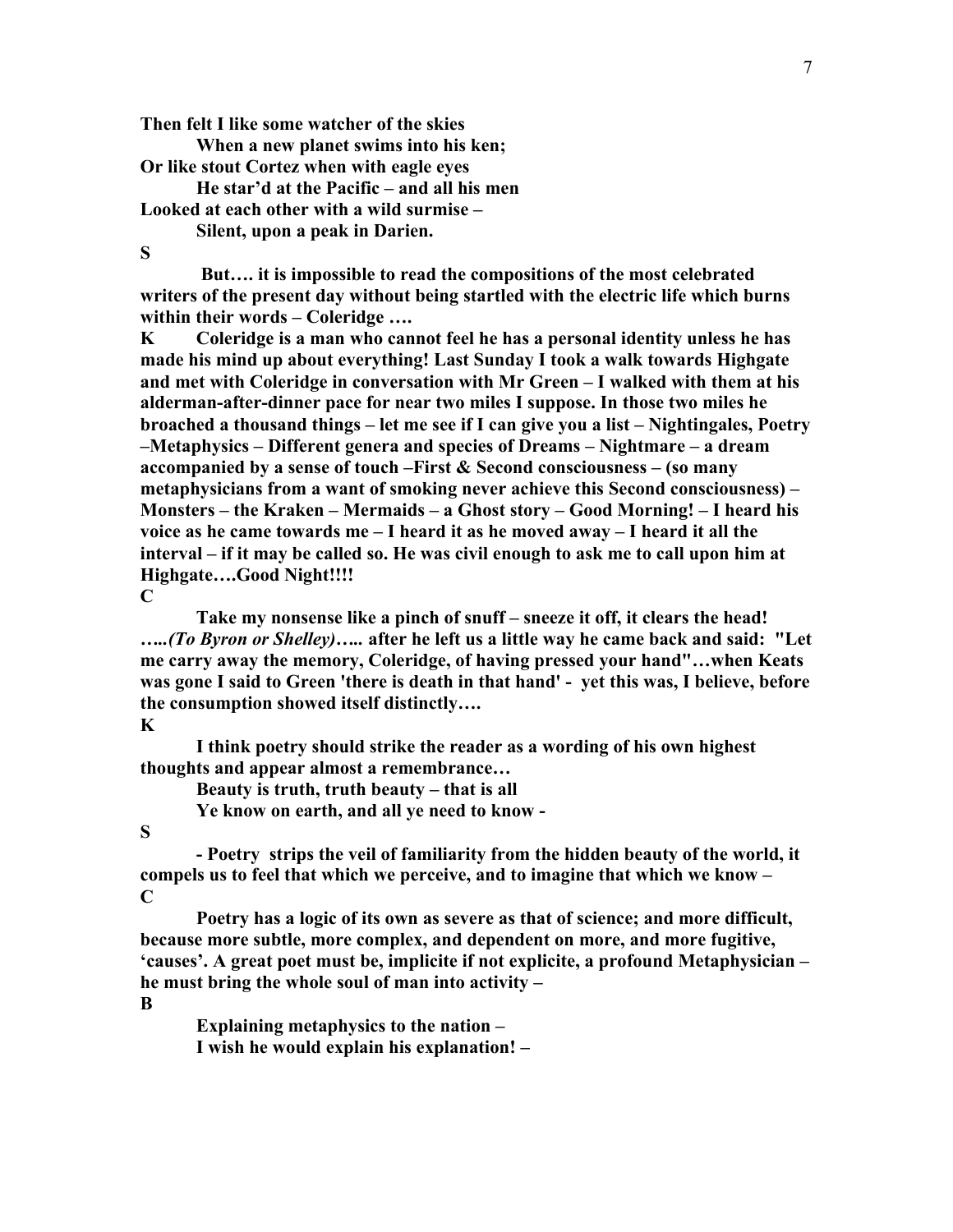**Then felt I like some watcher of the skies**

**When a new planet swims into his ken;**

**Or like stout Cortez when with eagle eyes**

**He star'd at the Pacific – and all his men**

**Looked at each other with a wild surmise –**

**Silent, upon a peak in Darien.**

**S**

**But…. it is impossible to read the compositions of the most celebrated writers of the present day without being startled with the electric life which burns within their words – Coleridge ….**

**K Coleridge is a man who cannot feel he has a personal identity unless he has made his mind up about everything! Last Sunday I took a walk towards Highgate and met with Coleridge in conversation with Mr Green – I walked with them at his alderman-after-dinner pace for near two miles I suppose. In those two miles he broached a thousand things – let me see if I can give you a list – Nightingales, Poetry –Metaphysics – Different genera and species of Dreams – Nightmare – a dream accompanied by a sense of touch –First & Second consciousness – (so many metaphysicians from a want of smoking never achieve this Second consciousness) – Monsters – the Kraken – Mermaids – a Ghost story – Good Morning! – I heard his voice as he came towards me – I heard it as he moved away – I heard it all the interval – if it may be called so. He was civil enough to ask me to call upon him at Highgate….Good Night!!!!**

**C**

**Take my nonsense like a pinch of snuff – sneeze it off, it clears the head! …..*(To Byron or Shelley)*….. after he left us a little way he came back and said: "Let me carry away the memory, Coleridge, of having pressed your hand"…when Keats was gone I said to Green 'there is death in that hand' - yet this was, I believe, before the consumption showed itself distinctly….**

**K**

**I think poetry should strike the reader as a wording of his own highest thoughts and appear almost a remembrance…**

**Beauty is truth, truth beauty – that is all**

**Ye know on earth, and all ye need to know -**

**S**

**- Poetry strips the veil of familiarity from the hidden beauty of the world, it compels us to feel that which we perceive, and to imagine that which we know –**

**C**

**Poetry has a logic of its own as severe as that of science; and more difficult, because more subtle, more complex, and dependent on more, and more fugitive, 'causes'. A great poet must be, implicite if not explicite, a profound Metaphysician – he must bring the whole soul of man into activity –**

**B**

**Explaining metaphysics to the nation –**

**I wish he would explain his explanation! –**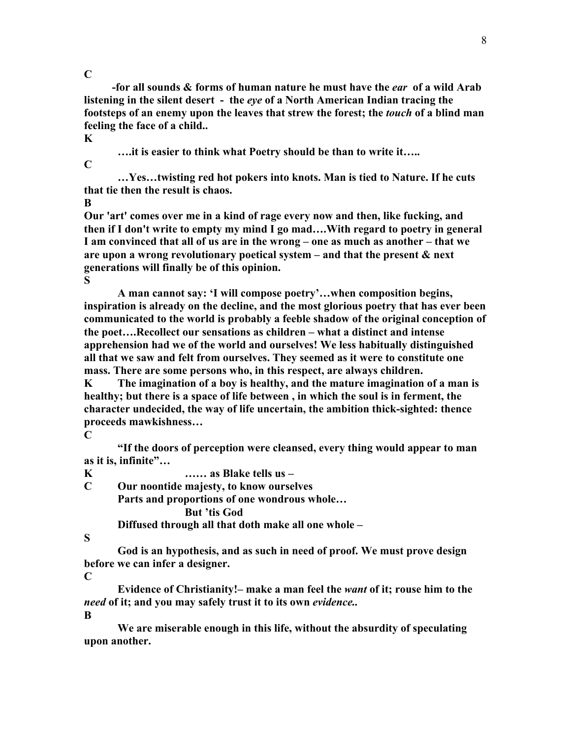**C**

**-for all sounds & forms of human nature he must have the *ear* of a wild Arab listening in the silent desert - the *eye* of a North American Indian tracing the footsteps of an enemy upon the leaves that strew the forest; the *touch* of a blind man feeling the face of a child..**

**K**

**….it is easier to think what Poetry should be than to write it…..**

**C**

**…Yes…twisting red hot pokers into knots. Man is tied to Nature. If he cuts that tie then the result is chaos.**

**B**

**Our 'art' comes over me in a kind of rage every now and then, like fucking, and then if I don't write to empty my mind I go mad….With regard to poetry in general I am convinced that all of us are in the wrong – one as much as another – that we are upon a wrong revolutionary poetical system – and that the present & next generations will finally be of this opinion.**

**S**

**A man cannot say: 'I will compose poetry'…when composition begins, inspiration is already on the decline, and the most glorious poetry that has ever been communicated to the world is probably a feeble shadow of the original conception of the poet….Recollect our sensations as children – what a distinct and intense apprehension had we of the world and ourselves! We less habitually distinguished all that we saw and felt from ourselves. They seemed as it were to constitute one mass. There are some persons who, in this respect, are always children.**

**K** **The imagination of a boy is healthy, and the mature imagination of a man is healthy; but there is a space of life between , in which the soul is in ferment, the character undecided, the way of life uncertain, the ambition thick-sighted: thence proceeds mawkishness…**

**C**

**"If the doors of perception were cleansed, every thing would appear to man as it is, infinite"…**

**K** **…… as Blake tells us –**

**C** **Our noontide majesty, to know ourselves**
**Parts and proportions of one wondrous whole…**
**But 'tis God**
**Diffused through all that doth make all one whole –**

**S**

**God is an hypothesis, and as such in need of proof. We must prove design before we can infer a designer.**

**C**

**Evidence of Christianity!– make a man feel the *want* of it; rouse him to the *need* of it; and you may safely trust it to its own *evidence*..**

**B**

**We are miserable enough in this life, without the absurdity of speculating upon another.**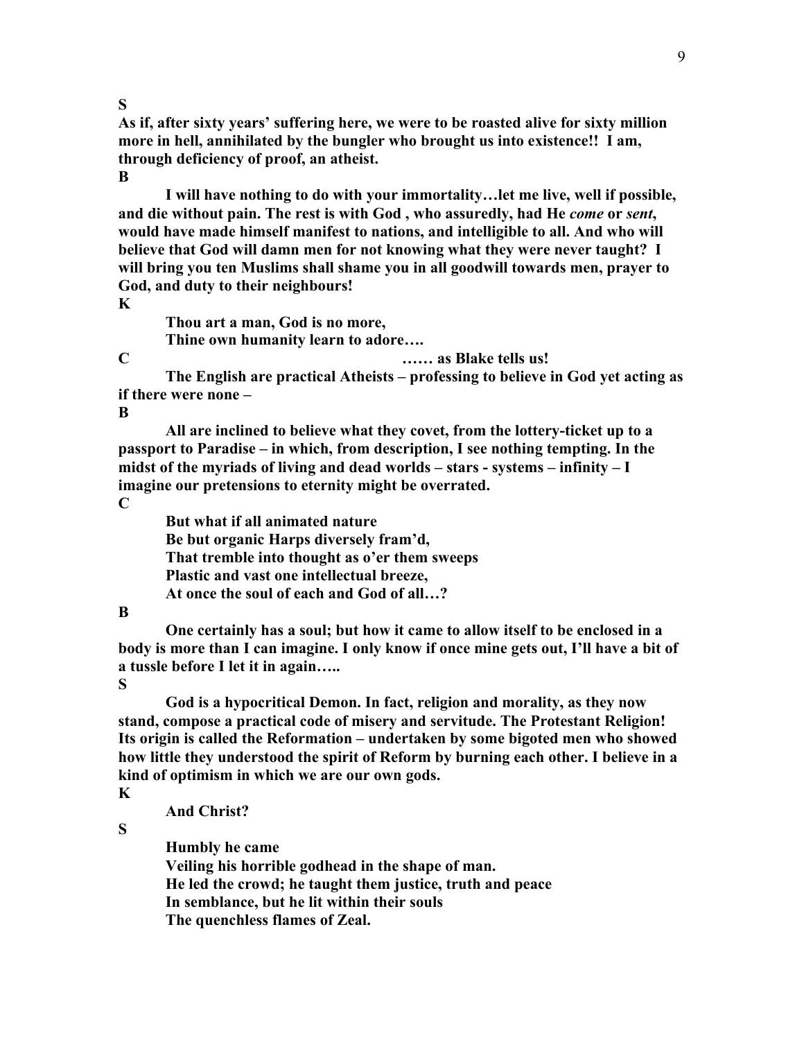**S**

**As if, after sixty years' suffering here, we were to be roasted alive for sixty million more in hell, annihilated by the bungler who brought us into existence!! I am, through deficiency of proof, an atheist.**

**B**

**I will have nothing to do with your immortality…let me live, well if possible, and die without pain. The rest is with God , who assuredly, had He *come* or *sent*, would have made himself manifest to nations, and intelligible to all. And who will believe that God will damn men for not knowing what they were never taught? I will bring you ten Muslims shall shame you in all goodwill towards men, prayer to God, and duty to their neighbours!**

**K**

**Thou art a man, God is no more,**
**Thine own humanity learn to adore….**

**C** **…… as Blake tells us!**

**The English are practical Atheists – professing to believe in God yet acting as if there were none –**

**B**

**All are inclined to believe what they covet, from the lottery-ticket up to a passport to Paradise – in which, from description, I see nothing tempting. In the midst of the myriads of living and dead worlds – stars - systems – infinity – I imagine our pretensions to eternity might be overrated.**

**C**

**But what if all animated nature**
**Be but organic Harps diversely fram'd,**
**That tremble into thought as o'er them sweeps**
**Plastic and vast one intellectual breeze,**
**At once the soul of each and God of all…?**

**B**

**One certainly has a soul; but how it came to allow itself to be enclosed in a body is more than I can imagine. I only know if once mine gets out, I'll have a bit of a tussle before I let it in again…..**

**S**

**God is a hypocritical Demon. In fact, religion and morality, as they now stand, compose a practical code of misery and servitude. The Protestant Religion! Its origin is called the Reformation – undertaken by some bigoted men who showed how little they understood the spirit of Reform by burning each other. I believe in a kind of optimism in which we are our own gods.**

**K**

**And Christ?**

**S**

**Humbly he came**
**Veiling his horrible godhead in the shape of man.**
**He led the crowd; he taught them justice, truth and peace**
**In semblance, but he lit within their souls**
**The quenchless flames of Zeal.**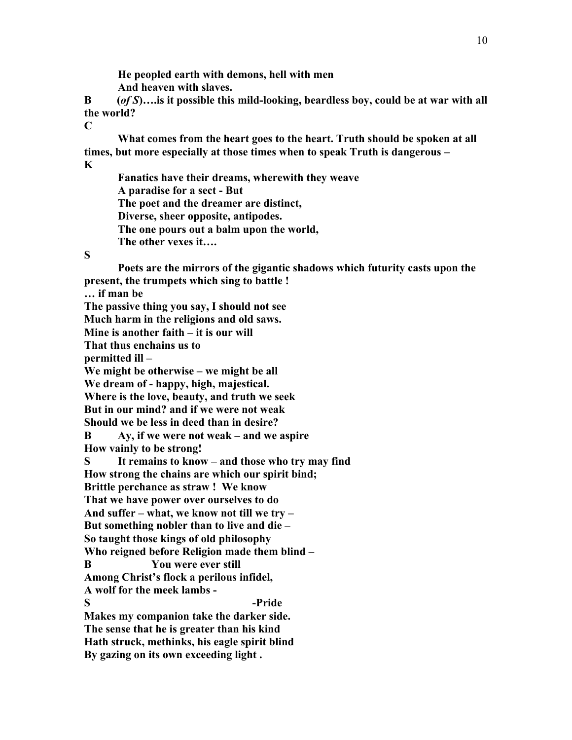**He peopled earth with demons, hell with men**
**And heaven with slaves.**

**B (*of S*)….is it possible this mild-looking, beardless boy, could be at war with all the world?**

**C**

**What comes from the heart goes to the heart. Truth should be spoken at all times, but more especially at those times when to speak Truth is dangerous –**

**K**

**Fanatics have their dreams, wherewith they weave**
**A paradise for a sect - But**
**The poet and the dreamer are distinct,**
**Diverse, sheer opposite, antipodes.**
**The one pours out a balm upon the world,**
**The other vexes it….**

**S**

**Poets are the mirrors of the gigantic shadows which futurity casts upon the present, the trumpets which sing to battle !**

**… if man be**
**The passive thing you say, I should not see**
**Much harm in the religions and old saws.**
**Mine is another faith – it is our will**
**That thus enchains us to**
**permitted ill –**
**We might be otherwise – we might be all**
**We dream of - happy, high, majestical.**
**Where is the love, beauty, and truth we seek**
**But in our mind? and if we were not weak**
**Should we be less in deed than in desire?**

**B Ay, if we were not weak – and we aspire**
**How vainly to be strong!**

**S It remains to know – and those who try may find**
**How strong the chains are which our spirit bind;**
**Brittle perchance as straw ! We know**
**That we have power over ourselves to do**
**And suffer – what, we know not till we try –**
**But something nobler than to live and die –**
**So taught those kings of old philosophy**
**Who reigned before Religion made them blind –**

**B You were ever still**
**Among Christ's flock a perilous infidel,**
**A wolf for the meek lambs -**

**S -Pride**
**Makes my companion take the darker side.**
**The sense that he is greater than his kind**
**Hath struck, methinks, his eagle spirit blind**
**By gazing on its own exceeding light .**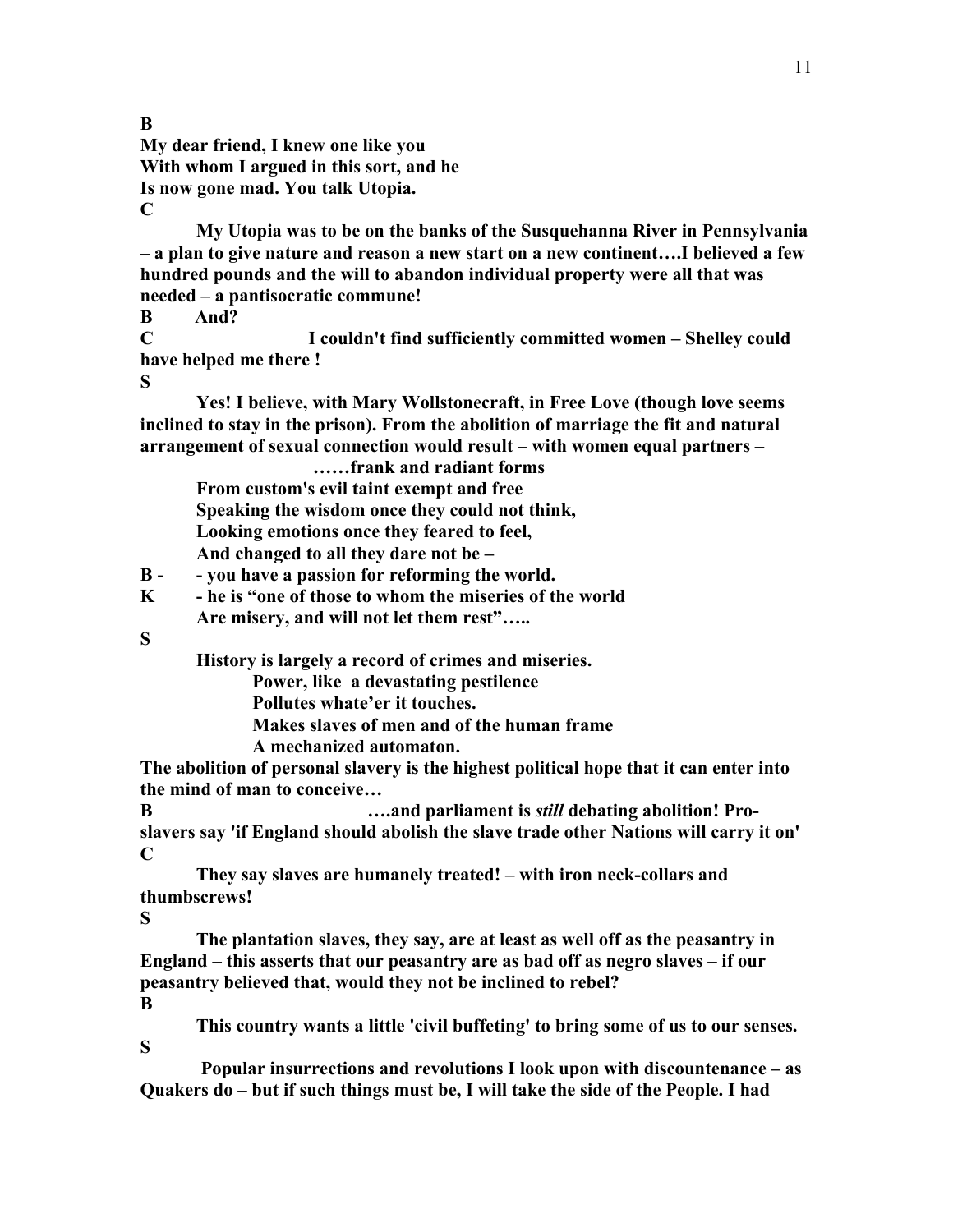**B**

**My dear friend, I knew one like you**
**With whom I argued in this sort, and he**
**Is now gone mad. You talk Utopia.**

**C**

**My Utopia was to be on the banks of the Susquehanna River in Pennsylvania – a plan to give nature and reason a new start on a new continent….I believed a few hundred pounds and the will to abandon individual property were all that was needed – a pantisocratic commune!**

**B And?**

**C I couldn't find sufficiently committed women – Shelley could have helped me there !**

**S**

**Yes! I believe, with Mary Wollstonecraft, in Free Love (though love seems inclined to stay in the prison). From the abolition of marriage the fit and natural arrangement of sexual connection would result – with women equal partners –**

**……frank and radiant forms**
**From custom's evil taint exempt and free**
**Speaking the wisdom once they could not think,**
**Looking emotions once they feared to feel,**
**And changed to all they dare not be –**

**B - - you have a passion for reforming the world.**

**K - he is "one of those to whom the miseries of the world**
**Are misery, and will not let them rest"…..**

**S**

**History is largely a record of crimes and miseries.**

**Power, like a devastating pestilence**
**Pollutes whate'er it touches.**
**Makes slaves of men and of the human frame**
**A mechanized automaton.**

**The abolition of personal slavery is the highest political hope that it can enter into the mind of man to conceive…**

**B ….and parliament is *still* debating abolition! Pro-slavers say 'if England should abolish the slave trade other Nations will carry it on'**

**C**

**They say slaves are humanely treated! – with iron neck-collars and thumbscrews!**

**S**

**The plantation slaves, they say, are at least as well off as the peasantry in England – this asserts that our peasantry are as bad off as negro slaves – if our peasantry believed that, would they not be inclined to rebel?**

**B**

**This country wants a little 'civil buffeting' to bring some of us to our senses.**

**S**

**Popular insurrections and revolutions I look upon with discountenance – as Quakers do – but if such things must be, I will take the side of the People. I had**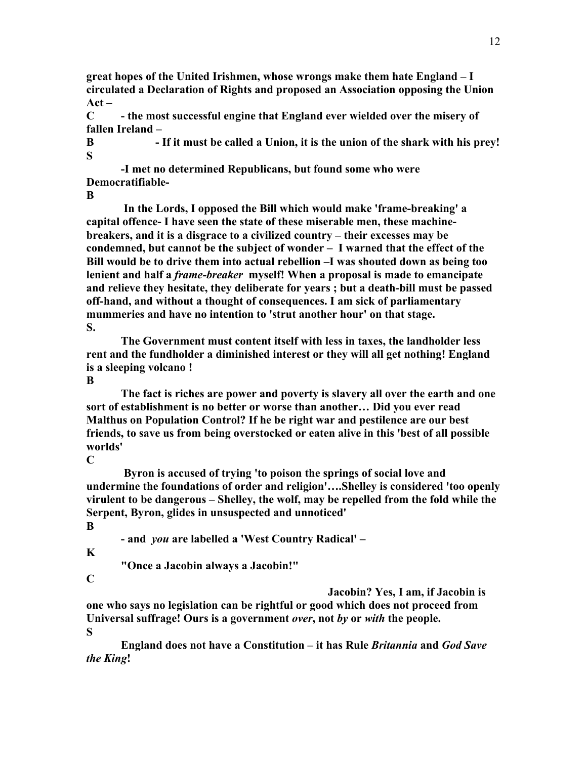**great hopes of the United Irishmen, whose wrongs make them hate England – I circulated a Declaration of Rights and proposed an Association opposing the Union Act –**

**C - the most successful engine that England ever wielded over the misery of fallen Ireland –**

**B - If it must be called a Union, it is the union of the shark with his prey!**

**S**

**-I met no determined Republicans, but found some who were Democratifiable-**

**B**

**In the Lords, I opposed the Bill which would make 'frame-breaking' a capital offence- I have seen the state of these miserable men, these machine-breakers, and it is a disgrace to a civilized country – their excesses may be condemned, but cannot be the subject of wonder – I warned that the effect of the Bill would be to drive them into actual rebellion –I was shouted down as being too lenient and half a *frame-breaker* myself! When a proposal is made to emancipate and relieve they hesitate, they deliberate for years ; but a death-bill must be passed off-hand, and without a thought of consequences. I am sick of parliamentary mummeries and have no intention to 'strut another hour' on that stage.**

**S.**

**The Government must content itself with less in taxes, the landholder less rent and the fundholder a diminished interest or they will all get nothing! England is a sleeping volcano !**

**B**

**The fact is riches are power and poverty is slavery all over the earth and one sort of establishment is no better or worse than another… Did you ever read Malthus on Population Control? If he be right war and pestilence are our best friends, to save us from being overstocked or eaten alive in this 'best of all possible worlds'**

**C**

**Byron is accused of trying 'to poison the springs of social love and undermine the foundations of order and religion'….Shelley is considered 'too openly virulent to be dangerous – Shelley, the wolf, may be repelled from the fold while the Serpent, Byron, glides in unsuspected and unnoticed'**

**B**

**- and *you* are labelled a 'West Country Radical' –**

**K**

**"Once a Jacobin always a Jacobin!"**

**C**

**Jacobin? Yes, I am, if Jacobin is one who says no legislation can be rightful or good which does not proceed from Universal suffrage! Ours is a government *over*, not *by* or *with* the people.**

**S**

**England does not have a Constitution – it has Rule *Britannia* and *God Save the King*!**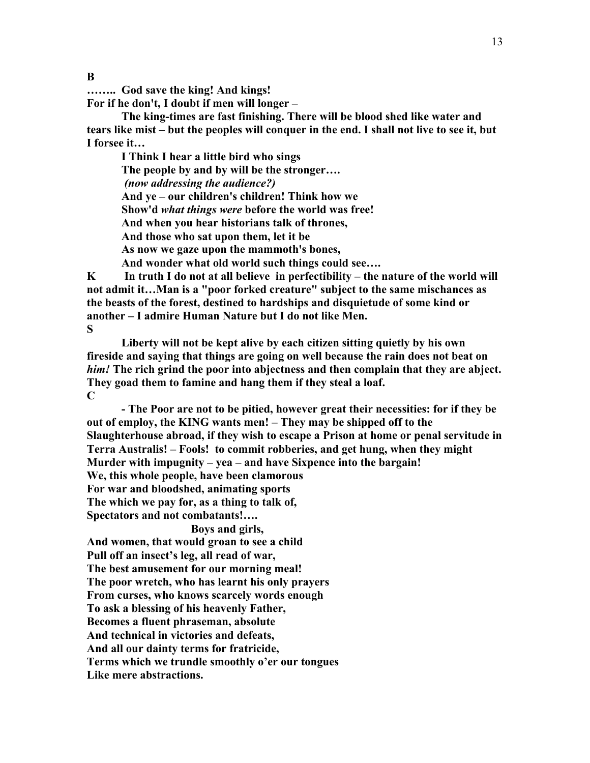**B**

**…….. God save the king! And kings!**
**For if he don't, I doubt if men will longer –**

**The king-times are fast finishing. There will be blood shed like water and tears like mist – but the peoples will conquer in the end. I shall not live to see it, but I forsee it…**

**I Think I hear a little bird who sings**
**The people by and by will be the stronger….**
***(now addressing the audience?)***
**And ye – our children's children! Think how we**
**Show'd *what things were* before the world was free!**
**And when you hear historians talk of thrones,**
**And those who sat upon them, let it be**
**As now we gaze upon the mammoth's bones,**
**And wonder what old world such things could see….**

**K** **In truth I do not at all believe in perfectibility – the nature of the world will not admit it…Man is a "poor forked creature" subject to the same mischances as the beasts of the forest, destined to hardships and disquietude of some kind or another – I admire Human Nature but I do not like Men.**

**S**

**Liberty will not be kept alive by each citizen sitting quietly by his own fireside and saying that things are going on well because the rain does not beat on *him!* The rich grind the poor into abjectness and then complain that they are abject. They goad them to famine and hang them if they steal a loaf.**

**C**

**- The Poor are not to be pitied, however great their necessities: for if they be out of employ, the KING wants men! – They may be shipped off to the Slaughterhouse abroad, if they wish to escape a Prison at home or penal servitude in Terra Australis! – Fools! to commit robberies, and get hung, when they might Murder with impugnity – yea – and have Sixpence into the bargain!**
**We, this whole people, have been clamorous**
**For war and bloodshed, animating sports**
**The which we pay for, as a thing to talk of,**
**Spectators and not combatants!….**
**Boys and girls,**
**And women, that would groan to see a child**
**Pull off an insect's leg, all read of war,**
**The best amusement for our morning meal!**
**The poor wretch, who has learnt his only prayers**
**From curses, who knows scarcely words enough**
**To ask a blessing of his heavenly Father,**
**Becomes a fluent phraseman, absolute**
**And technical in victories and defeats,**
**And all our dainty terms for fratricide,**
**Terms which we trundle smoothly o'er our tongues**
**Like mere abstractions.**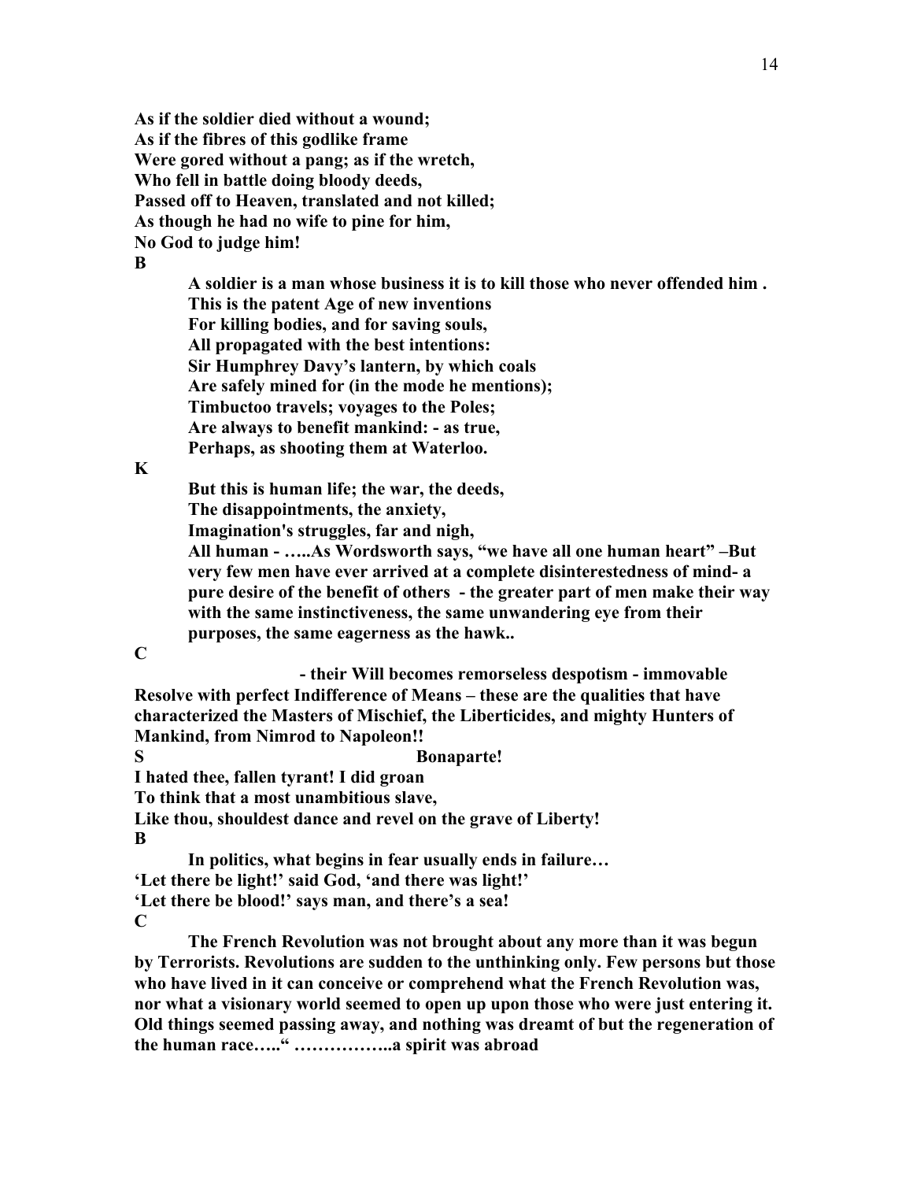**As if the soldier died without a wound;**
**As if the fibres of this godlike frame**
**Were gored without a pang; as if the wretch,**
**Who fell in battle doing bloody deeds,**
**Passed off to Heaven, translated and not killed;**
**As though he had no wife to pine for him,**
**No God to judge him!**

**B**

> **A soldier is a man whose business it is to kill those who never offended him .**
> **This is the patent Age of new inventions**
> **For killing bodies, and for saving souls,**
> **All propagated with the best intentions:**
> **Sir Humphrey Davy's lantern, by which coals**
> **Are safely mined for (in the mode he mentions);**
> **Timbuctoo travels; voyages to the Poles;**
> **Are always to benefit mankind: - as true,**
> **Perhaps, as shooting them at Waterloo.**

**K**

> **But this is human life; the war, the deeds,**
> **The disappointments, the anxiety,**
> **Imagination's struggles, far and nigh,**
> **All human - …..As Wordsworth says, "we have all one human heart" –But very few men have ever arrived at a complete disinterestedness of mind- a pure desire of the benefit of others - the greater part of men make their way with the same instinctiveness, the same unwandering eye from their purposes, the same eagerness as the hawk..**

**C**

**- their Will becomes remorseless despotism - immovable Resolve with perfect Indifference of Means – these are the qualities that have characterized the Masters of Mischief, the Liberticides, and mighty Hunters of Mankind, from Nimrod to Napoleon!!**

**S** **Bonaparte!**

**I hated thee, fallen tyrant! I did groan**
**To think that a most unambitious slave,**
**Like thou, shouldest dance and revel on the grave of Liberty!**

**B**

> **In politics, what begins in fear usually ends in failure…**

**'Let there be light!' said God, 'and there was light!'**
**'Let there be blood!' says man, and there's a sea!**

**C**

**The French Revolution was not brought about any more than it was begun by Terrorists. Revolutions are sudden to the unthinking only. Few persons but those who have lived in it can conceive or comprehend what the French Revolution was, nor what a visionary world seemed to open up upon those who were just entering it. Old things seemed passing away, and nothing was dreamt of but the regeneration of the human race….." ……………..a spirit was abroad**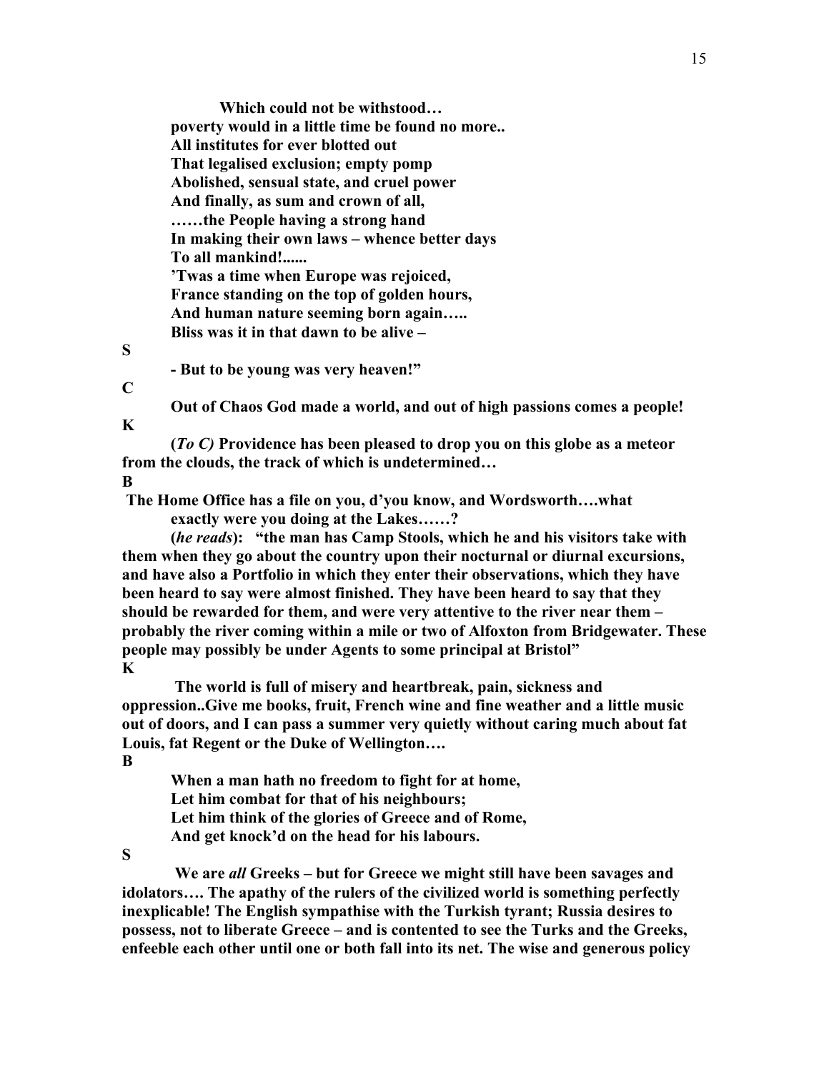**Which could not be withstood…**
**poverty would in a little time be found no more..**
**All institutes for ever blotted out**
**That legalised exclusion; empty pomp**
**Abolished, sensual state, and cruel power**
**And finally, as sum and crown of all,**
**……the People having a strong hand**
**In making their own laws – whence better days**
**To all mankind!......**
**'Twas a time when Europe was rejoiced,**
**France standing on the top of golden hours,**
**And human nature seeming born again…..**
**Bliss was it in that dawn to be alive –**

**S**

**- But to be young was very heaven!"**

**C**

**Out of Chaos God made a world, and out of high passions comes a people!**

**K**

**(*To C)* Providence has been pleased to drop you on this globe as a meteor from the clouds, the track of which is undetermined…**

**B**

**The Home Office has a file on you, d'you know, and Wordsworth….what exactly were you doing at the Lakes……?**

**(*he reads*): "the man has Camp Stools, which he and his visitors take with them when they go about the country upon their nocturnal or diurnal excursions, and have also a Portfolio in which they enter their observations, which they have been heard to say were almost finished. They have been heard to say that they should be rewarded for them, and were very attentive to the river near them – probably the river coming within a mile or two of Alfoxton from Bridgewater. These people may possibly be under Agents to some principal at Bristol"**

**K**

**The world is full of misery and heartbreak, pain, sickness and oppression..Give me books, fruit, French wine and fine weather and a little music out of doors, and I can pass a summer very quietly without caring much about fat Louis, fat Regent or the Duke of Wellington….**

**B**

**When a man hath no freedom to fight for at home,**
**Let him combat for that of his neighbours;**
**Let him think of the glories of Greece and of Rome,**
**And get knock'd on the head for his labours.**

**S**

**We are *all* Greeks – but for Greece we might still have been savages and idolators…. The apathy of the rulers of the civilized world is something perfectly inexplicable! The English sympathise with the Turkish tyrant; Russia desires to possess, not to liberate Greece – and is contented to see the Turks and the Greeks, enfeeble each other until one or both fall into its net. The wise and generous policy**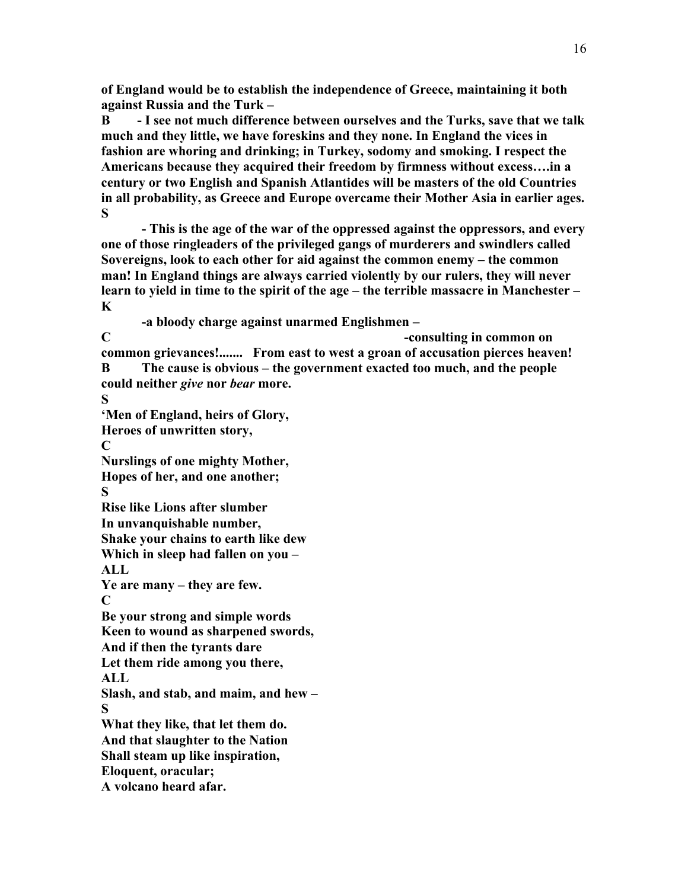**of England would be to establish the independence of Greece, maintaining it both against Russia and the Turk –**

**B - I see not much difference between ourselves and the Turks, save that we talk much and they little, we have foreskins and they none. In England the vices in fashion are whoring and drinking; in Turkey, sodomy and smoking. I respect the Americans because they acquired their freedom by firmness without excess….in a century or two English and Spanish Atlantides will be masters of the old Countries in all probability, as Greece and Europe overcame their Mother Asia in earlier ages.**

**S**

**- This is the age of the war of the oppressed against the oppressors, and every one of those ringleaders of the privileged gangs of murderers and swindlers called Sovereigns, look to each other for aid against the common enemy – the common man! In England things are always carried violently by our rulers, they will never learn to yield in time to the spirit of the age – the terrible massacre in Manchester –**

**K**

**-a bloody charge against unarmed Englishmen –**

**C -consulting in common on common grievances!....... From east to west a groan of accusation pierces heaven!**

**B The cause is obvious – the government exacted too much, and the people could neither *give* nor *bear* more.**

**S**

**'Men of England, heirs of Glory,**
**Heroes of unwritten story,**

**C**

**Nurslings of one mighty Mother,**
**Hopes of her, and one another;**

**S**

**Rise like Lions after slumber**
**In unvanquishable number,**
**Shake your chains to earth like dew**
**Which in sleep had fallen on you –**

**ALL**

**Ye are many – they are few.**

**C**

**Be your strong and simple words**
**Keen to wound as sharpened swords,**
**And if then the tyrants dare**
**Let them ride among you there,**

**ALL**

**Slash, and stab, and maim, and hew –**

**S**

**What they like, that let them do.**
**And that slaughter to the Nation**
**Shall steam up like inspiration,**
**Eloquent, oracular;**
**A volcano heard afar.**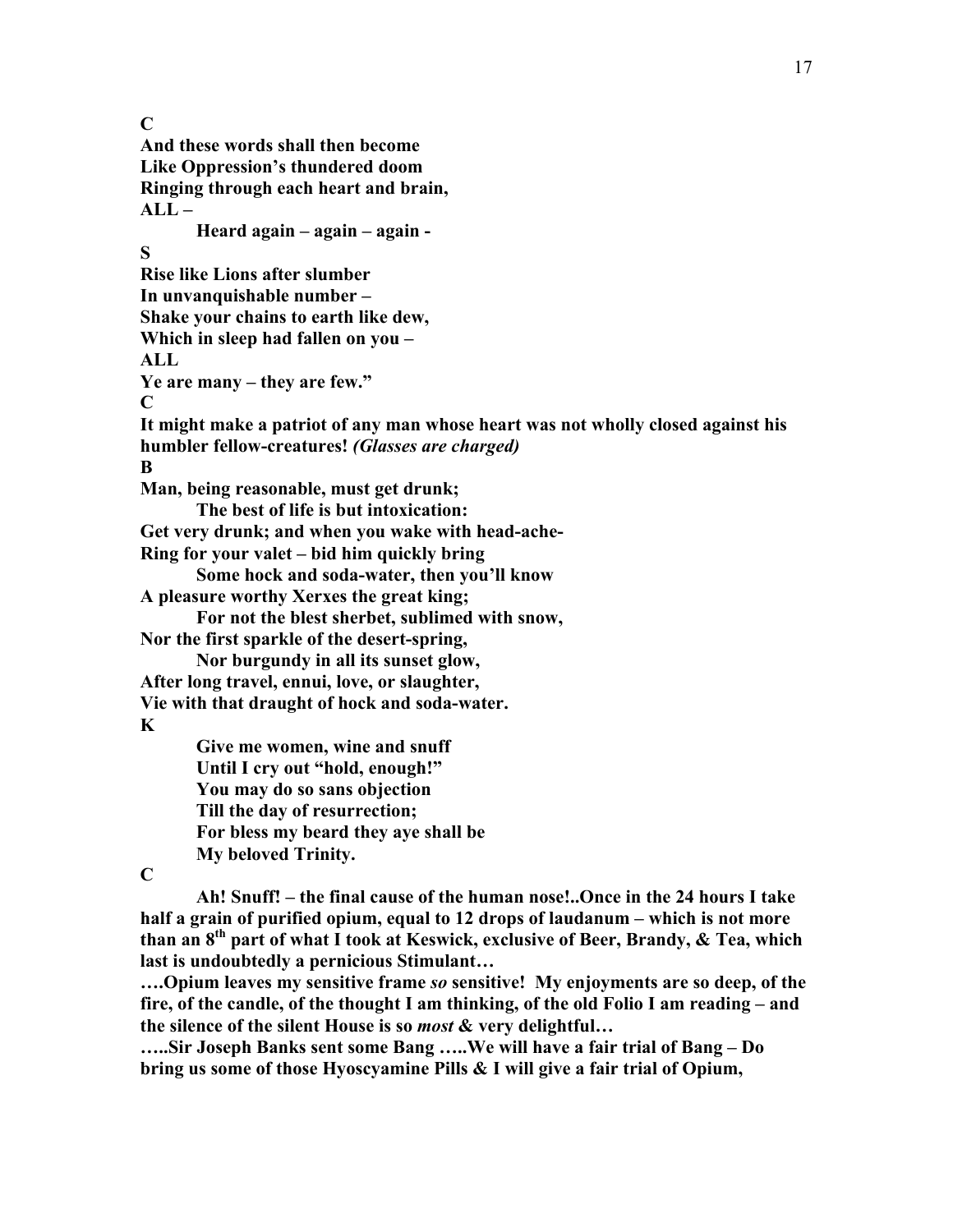**C**
**And these words shall then become**
**Like Oppression's thundered doom**
**Ringing through each heart and brain,**
**ALL –**
&nbsp;&nbsp;&nbsp;&nbsp;&nbsp;&nbsp;&nbsp;&nbsp;**Heard again – again – again -**
**S**
**Rise like Lions after slumber**
**In unvanquishable number –**
**Shake your chains to earth like dew,**
**Which in sleep had fallen on you –**
**ALL**
**Ye are many – they are few."**
**C**
**It might make a patriot of any man whose heart was not wholly closed against his humbler fellow-creatures!** ***(Glasses are charged)***
**B**
**Man, being reasonable, must get drunk;**
&nbsp;&nbsp;&nbsp;&nbsp;&nbsp;&nbsp;&nbsp;&nbsp;**The best of life is but intoxication:**
**Get very drunk; and when you wake with head-ache-**
**Ring for your valet – bid him quickly bring**
&nbsp;&nbsp;&nbsp;&nbsp;&nbsp;&nbsp;&nbsp;&nbsp;**Some hock and soda-water, then you'll know**
**A pleasure worthy Xerxes the great king;**
&nbsp;&nbsp;&nbsp;&nbsp;&nbsp;&nbsp;&nbsp;&nbsp;**For not the blest sherbet, sublimed with snow,**
**Nor the first sparkle of the desert-spring,**
&nbsp;&nbsp;&nbsp;&nbsp;&nbsp;&nbsp;&nbsp;&nbsp;**Nor burgundy in all its sunset glow,**
**After long travel, ennui, love, or slaughter,**
**Vie with that draught of hock and soda-water.**
**K**
&nbsp;&nbsp;&nbsp;&nbsp;&nbsp;&nbsp;&nbsp;&nbsp;**Give me women, wine and snuff**
&nbsp;&nbsp;&nbsp;&nbsp;&nbsp;&nbsp;&nbsp;&nbsp;**Until I cry out "hold, enough!"**
&nbsp;&nbsp;&nbsp;&nbsp;&nbsp;&nbsp;&nbsp;&nbsp;**You may do so sans objection**
&nbsp;&nbsp;&nbsp;&nbsp;&nbsp;&nbsp;&nbsp;&nbsp;**Till the day of resurrection;**
&nbsp;&nbsp;&nbsp;&nbsp;&nbsp;&nbsp;&nbsp;&nbsp;**For bless my beard they aye shall be**
&nbsp;&nbsp;&nbsp;&nbsp;&nbsp;&nbsp;&nbsp;&nbsp;**My beloved Trinity.**
**C**
&nbsp;&nbsp;&nbsp;&nbsp;&nbsp;&nbsp;&nbsp;&nbsp;**Ah! Snuff! – the final cause of the human nose!..Once in the 24 hours I take half a grain of purified opium, equal to 12 drops of laudanum – which is not more than an 8th part of what I took at Keswick, exclusive of Beer, Brandy, & Tea, which last is undoubtedly a pernicious Stimulant…**
**….Opium leaves my sensitive frame** ***so*** **sensitive! My enjoyments are so deep, of the fire, of the candle, of the thought I am thinking, of the old Folio I am reading – and the silence of the silent House is so** ***most*** **& very delightful…**
**…..Sir Joseph Banks sent some Bang …..We will have a fair trial of Bang – Do bring us some of those Hyoscyamine Pills & I will give a fair trial of Opium,**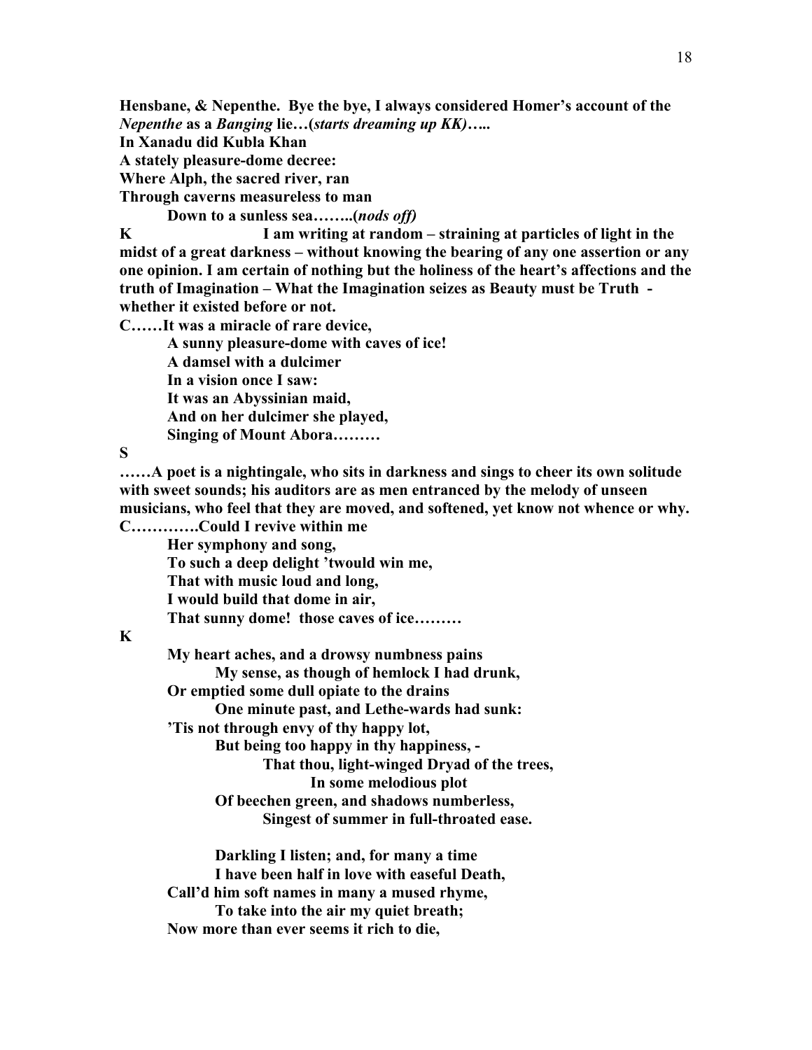**Hensbane, & Nepenthe. Bye the bye, I always considered Homer's account of the *Nepenthe* as a *Banging* lie…(*starts dreaming up KK*)…..**

**In Xanadu did Kubla Khan**
**A stately pleasure-dome decree:**
**Where Alph, the sacred river, ran**
**Through caverns measureless to man**
**Down to a sunless sea……..(*nods off*)**

**K I am writing at random – straining at particles of light in the midst of a great darkness – without knowing the bearing of any one assertion or any one opinion. I am certain of nothing but the holiness of the heart's affections and the truth of Imagination – What the Imagination seizes as Beauty must be Truth - whether it existed before or not.**

**C……It was a miracle of rare device,**
**A sunny pleasure-dome with caves of ice!**
**A damsel with a dulcimer**
**In a vision once I saw:**
**It was an Abyssinian maid,**
**And on her dulcimer she played,**
**Singing of Mount Abora………**

**S**

**……A poet is a nightingale, who sits in darkness and sings to cheer its own solitude with sweet sounds; his auditors are as men entranced by the melody of unseen musicians, who feel that they are moved, and softened, yet know not whence or why.**

**C………….Could I revive within me**
**Her symphony and song,**
**To such a deep delight 'twould win me,**
**That with music loud and long,**
**I would build that dome in air,**
**That sunny dome! those caves of ice………**

**K**

**My heart aches, and a drowsy numbness pains**
**My sense, as though of hemlock I had drunk,**
**Or emptied some dull opiate to the drains**
**One minute past, and Lethe-wards had sunk:**
**'Tis not through envy of thy happy lot,**
**But being too happy in thy happiness, -**
**That thou, light-winged Dryad of the trees,**
**In some melodious plot**
**Of beechen green, and shadows numberless,**
**Singest of summer in full-throated ease.**

**Darkling I listen; and, for many a time**
**I have been half in love with easeful Death,**
**Call'd him soft names in many a mused rhyme,**
**To take into the air my quiet breath;**
**Now more than ever seems it rich to die,**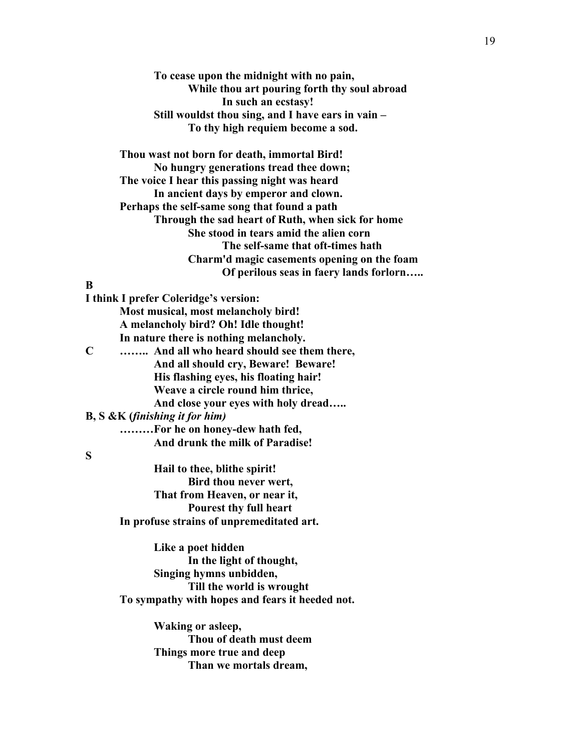**To cease upon the midnight with no pain,**
**While thou art pouring forth thy soul abroad**
**In such an ecstasy!**
**Still wouldst thou sing, and I have ears in vain –**
**To thy high requiem become a sod.**

**Thou wast not born for death, immortal Bird!**
**No hungry generations tread thee down;**
**The voice I hear this passing night was heard**
**In ancient days by emperor and clown.**
**Perhaps the self-same song that found a path**
**Through the sad heart of Ruth, when sick for home**
**She stood in tears amid the alien corn**
**The self-same that oft-times hath**
**Charm'd magic casements opening on the foam**
**Of perilous seas in faery lands forlorn…..**

**B**

**I think I prefer Coleridge's version:**

**Most musical, most melancholy bird!**
**A melancholy bird? Oh! Idle thought!**
**In nature there is nothing melancholy.**

**C** **…….. And all who heard should see them there,**
**And all should cry, Beware! Beware!**
**His flashing eyes, his floating hair!**
**Weave a circle round him thrice,**
**And close your eyes with holy dread…..**

**B, S &K (*finishing it for him*)**

**………For he on honey-dew hath fed,**
**And drunk the milk of Paradise!**

**S**

**Hail to thee, blithe spirit!**
**Bird thou never wert,**
**That from Heaven, or near it,**
**Pourest thy full heart**
**In profuse strains of unpremeditated art.**

**Like a poet hidden**
**In the light of thought,**
**Singing hymns unbidden,**
**Till the world is wrought**
**To sympathy with hopes and fears it heeded not.**

**Waking or asleep,**
**Thou of death must deem**
**Things more true and deep**
**Than we mortals dream,**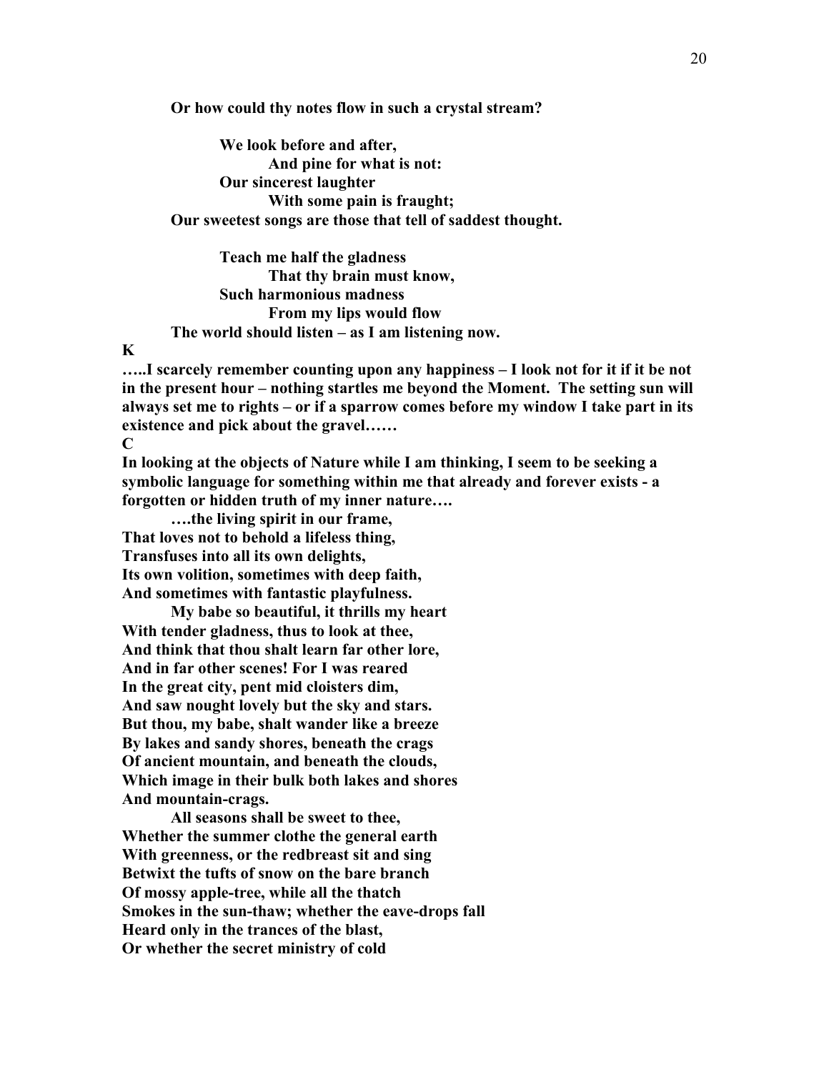**Or how could thy notes flow in such a crystal stream?**

**We look before and after,**
**And pine for what is not:**
**Our sincerest laughter**
**With some pain is fraught;**
**Our sweetest songs are those that tell of saddest thought.**

**Teach me half the gladness**
**That thy brain must know,**
**Such harmonious madness**
**From my lips would flow**
**The world should listen – as I am listening now.**

**K**

**…..I scarcely remember counting upon any happiness – I look not for it if it be not in the present hour – nothing startles me beyond the Moment. The setting sun will always set me to rights – or if a sparrow comes before my window I take part in its existence and pick about the gravel……**

**C**

**In looking at the objects of Nature while I am thinking, I seem to be seeking a symbolic language for something within me that already and forever exists - a forgotten or hidden truth of my inner nature….**

**….the living spirit in our frame,**
**That loves not to behold a lifeless thing,**
**Transfuses into all its own delights,**
**Its own volition, sometimes with deep faith,**
**And sometimes with fantastic playfulness.**

**My babe so beautiful, it thrills my heart**
**With tender gladness, thus to look at thee,**
**And think that thou shalt learn far other lore,**
**And in far other scenes! For I was reared**
**In the great city, pent mid cloisters dim,**
**And saw nought lovely but the sky and stars.**
**But thou, my babe, shalt wander like a breeze**
**By lakes and sandy shores, beneath the crags**
**Of ancient mountain, and beneath the clouds,**
**Which image in their bulk both lakes and shores**
**And mountain-crags.**

**All seasons shall be sweet to thee,**
**Whether the summer clothe the general earth**
**With greenness, or the redbreast sit and sing**
**Betwixt the tufts of snow on the bare branch**
**Of mossy apple-tree, while all the thatch**
**Smokes in the sun-thaw; whether the eave-drops fall**
**Heard only in the trances of the blast,**
**Or whether the secret ministry of cold**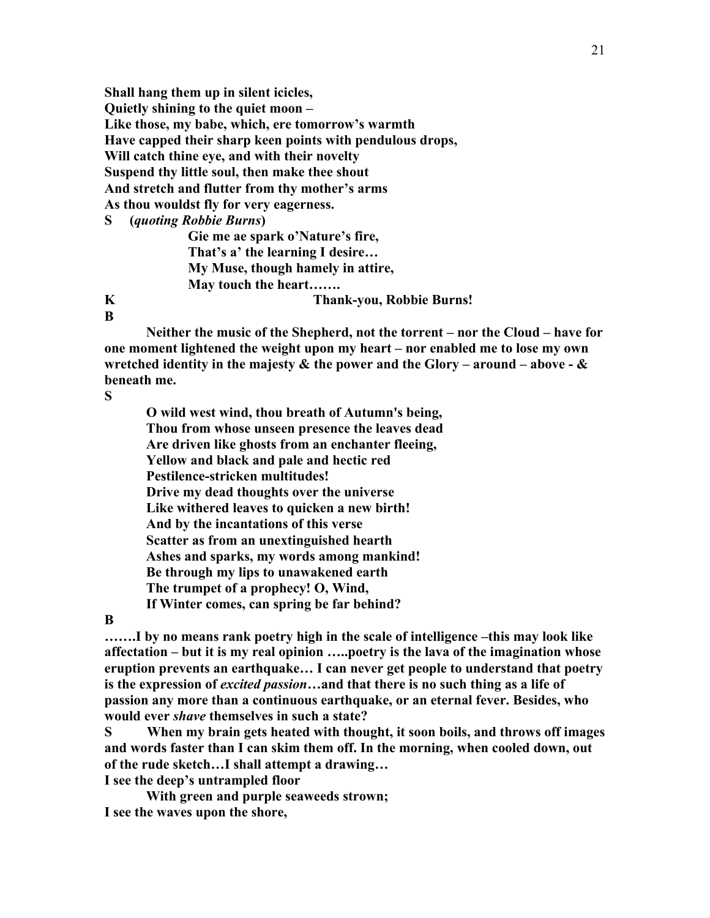**Shall hang them up in silent icicles,**
**Quietly shining to the quiet moon –**
**Like those, my babe, which, ere tomorrow's warmth**
**Have capped their sharp keen points with pendulous drops,**
**Will catch thine eye, and with their novelty**
**Suspend thy little soul, then make thee shout**
**And stretch and flutter from thy mother's arms**
**As thou wouldst fly for very eagerness.**

**S (*quoting Robbie Burns*)**

> **Gie me ae spark o'Nature's fire,**
> **That's a' the learning I desire…**
> **My Muse, though hamely in attire,**
> **May touch the heart…….**

**K** **Thank-you, Robbie Burns!**

**B**

**Neither the music of the Shepherd, not the torrent – nor the Cloud – have for one moment lightened the weight upon my heart – nor enabled me to lose my own wretched identity in the majesty & the power and the Glory – around – above - & beneath me.**

**S**

> **O wild west wind, thou breath of Autumn's being,**
> **Thou from whose unseen presence the leaves dead**
> **Are driven like ghosts from an enchanter fleeing,**
> **Yellow and black and pale and hectic red**
> **Pestilence-stricken multitudes!**
> **Drive my dead thoughts over the universe**
> **Like withered leaves to quicken a new birth!**
> **And by the incantations of this verse**
> **Scatter as from an unextinguished hearth**
> **Ashes and sparks, my words among mankind!**
> **Be through my lips to unawakened earth**
> **The trumpet of a prophecy! O, Wind,**
> **If Winter comes, can spring be far behind?**

**B**

**…….I by no means rank poetry high in the scale of intelligence –this may look like affectation – but it is my real opinion …..poetry is the lava of the imagination whose eruption prevents an earthquake… I can never get people to understand that poetry is the expression of *excited passion*…and that there is no such thing as a life of passion any more than a continuous earthquake, or an eternal fever. Besides, who would ever *shave* themselves in such a state?**

**S** **When my brain gets heated with thought, it soon boils, and throws off images and words faster than I can skim them off. In the morning, when cooled down, out of the rude sketch…I shall attempt a drawing…**

**I see the deep's untrampled floor**
**With green and purple seaweeds strown;**
**I see the waves upon the shore,**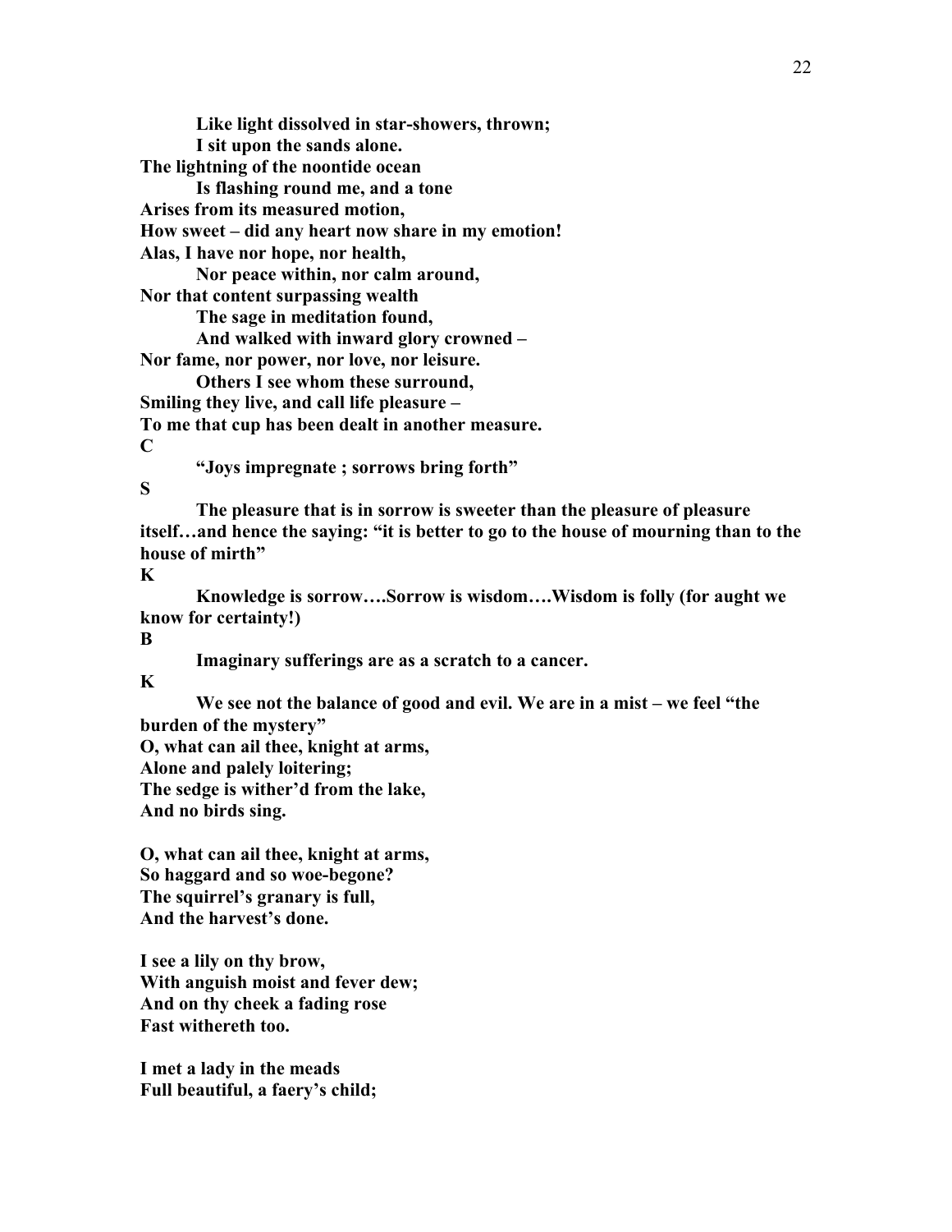**Like light dissolved in star-showers, thrown;**
**I sit upon the sands alone.**
**The lightning of the noontide ocean**
**Is flashing round me, and a tone**
**Arises from its measured motion,**
**How sweet – did any heart now share in my emotion!**
**Alas, I have nor hope, nor health,**
**Nor peace within, nor calm around,**
**Nor that content surpassing wealth**
**The sage in meditation found,**
**And walked with inward glory crowned –**
**Nor fame, nor power, nor love, nor leisure.**
**Others I see whom these surround,**
**Smiling they live, and call life pleasure –**
**To me that cup has been dealt in another measure.**

**C**

**"Joys impregnate ; sorrows bring forth"**

**S**

**The pleasure that is in sorrow is sweeter than the pleasure of pleasure itself…and hence the saying: "it is better to go to the house of mourning than to the house of mirth"**

**K**

**Knowledge is sorrow….Sorrow is wisdom….Wisdom is folly (for aught we know for certainty!)**

**B**

**Imaginary sufferings are as a scratch to a cancer.**

**K**

**We see not the balance of good and evil. We are in a mist – we feel "the burden of the mystery"**

**O, what can ail thee, knight at arms,**
**Alone and palely loitering;**
**The sedge is wither'd from the lake,**
**And no birds sing.**

**O, what can ail thee, knight at arms,**
**So haggard and so woe-begone?**
**The squirrel's granary is full,**
**And the harvest's done.**

**I see a lily on thy brow,**
**With anguish moist and fever dew;**
**And on thy cheek a fading rose**
**Fast withereth too.**

**I met a lady in the meads**
**Full beautiful, a faery's child;**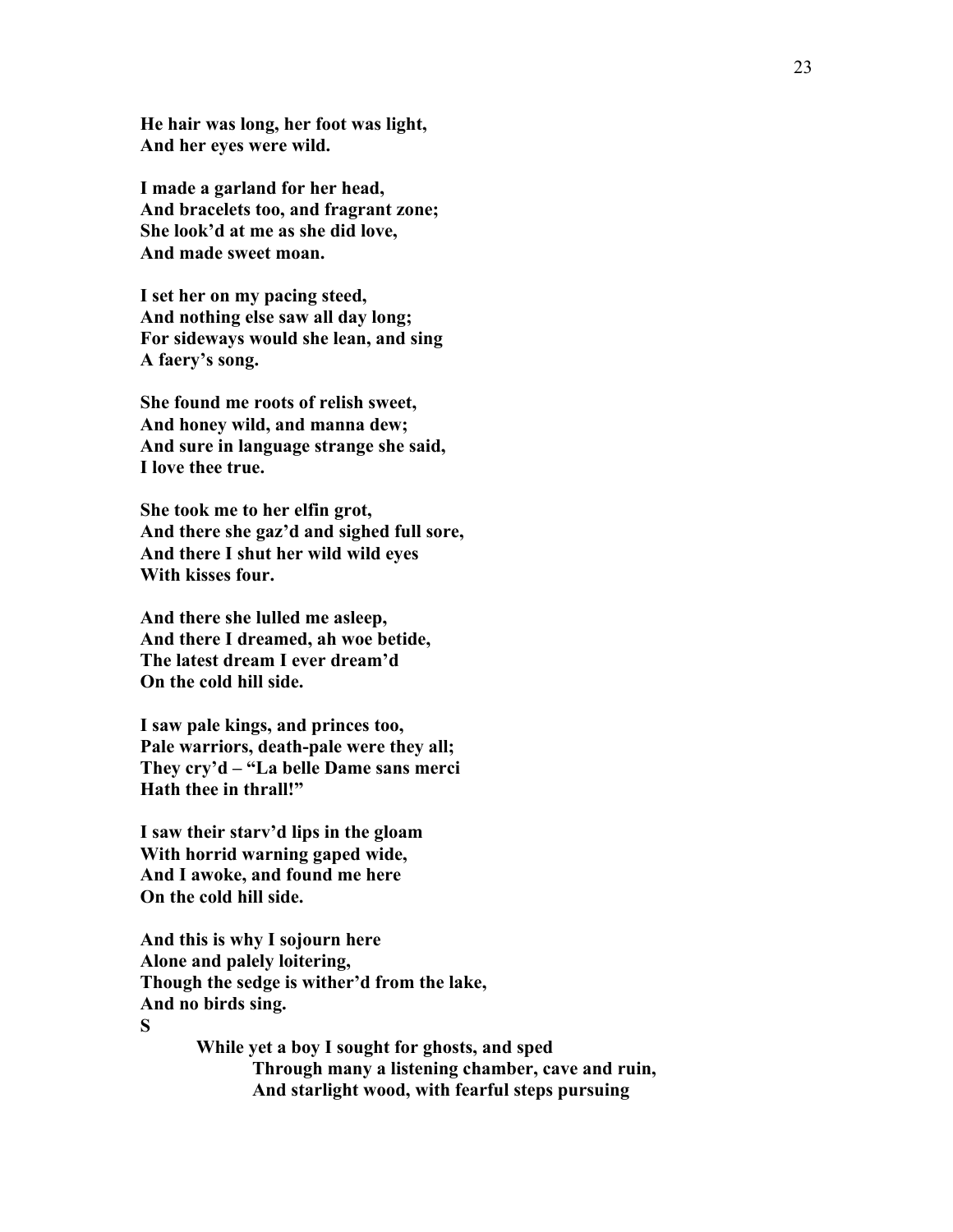**He hair was long, her foot was light,**
**And her eyes were wild.**

**I made a garland for her head,**
**And bracelets too, and fragrant zone;**
**She look'd at me as she did love,**
**And made sweet moan.**

**I set her on my pacing steed,**
**And nothing else saw all day long;**
**For sideways would she lean, and sing**
**A faery's song.**

**She found me roots of relish sweet,**
**And honey wild, and manna dew;**
**And sure in language strange she said,**
**I love thee true.**

**She took me to her elfin grot,**
**And there she gaz'd and sighed full sore,**
**And there I shut her wild wild eyes**
**With kisses four.**

**And there she lulled me asleep,**
**And there I dreamed, ah woe betide,**
**The latest dream I ever dream'd**
**On the cold hill side.**

**I saw pale kings, and princes too,**
**Pale warriors, death-pale were they all;**
**They cry'd – "La belle Dame sans merci**
**Hath thee in thrall!"**

**I saw their starv'd lips in the gloam**
**With horrid warning gaped wide,**
**And I awoke, and found me here**
**On the cold hill side.**

**And this is why I sojourn here**
**Alone and palely loitering,**
**Though the sedge is wither'd from the lake,**
**And no birds sing.**

**S**

**While yet a boy I sought for ghosts, and sped**
**Through many a listening chamber, cave and ruin,**
**And starlight wood, with fearful steps pursuing**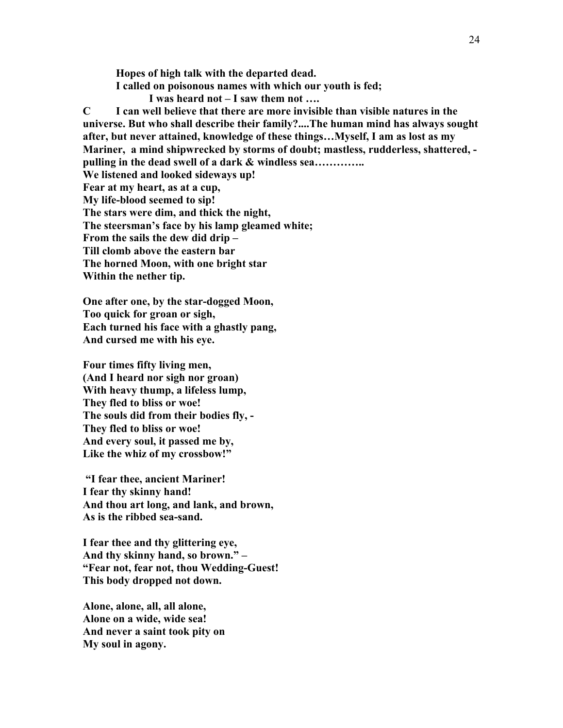**Hopes of high talk with the departed dead.**
**I called on poisonous names with which our youth is fed;**
**I was heard not – I saw them not ….**

**C I can well believe that there are more invisible than visible natures in the universe. But who shall describe their family?....The human mind has always sought after, but never attained, knowledge of these things…Myself, I am as lost as my Mariner, a mind shipwrecked by storms of doubt; mastless, rudderless, shattered, - pulling in the dead swell of a dark & windless sea…………..**

**We listened and looked sideways up!**
**Fear at my heart, as at a cup,**
**My life-blood seemed to sip!**
**The stars were dim, and thick the night,**
**The steersman's face by his lamp gleamed white;**
**From the sails the dew did drip –**
**Till clomb above the eastern bar**
**The horned Moon, with one bright star**
**Within the nether tip.**

**One after one, by the star-dogged Moon,**
**Too quick for groan or sigh,**
**Each turned his face with a ghastly pang,**
**And cursed me with his eye.**

**Four times fifty living men,**
**(And I heard nor sigh nor groan)**
**With heavy thump, a lifeless lump,**
**They fled to bliss or woe!**
**The souls did from their bodies fly, -**
**They fled to bliss or woe!**
**And every soul, it passed me by,**
**Like the whiz of my crossbow!"**

**"I fear thee, ancient Mariner!**
**I fear thy skinny hand!**
**And thou art long, and lank, and brown,**
**As is the ribbed sea-sand.**

**I fear thee and thy glittering eye,**
**And thy skinny hand, so brown." –**
**"Fear not, fear not, thou Wedding-Guest!**
**This body dropped not down.**

**Alone, alone, all, all alone,**
**Alone on a wide, wide sea!**
**And never a saint took pity on**
**My soul in agony.**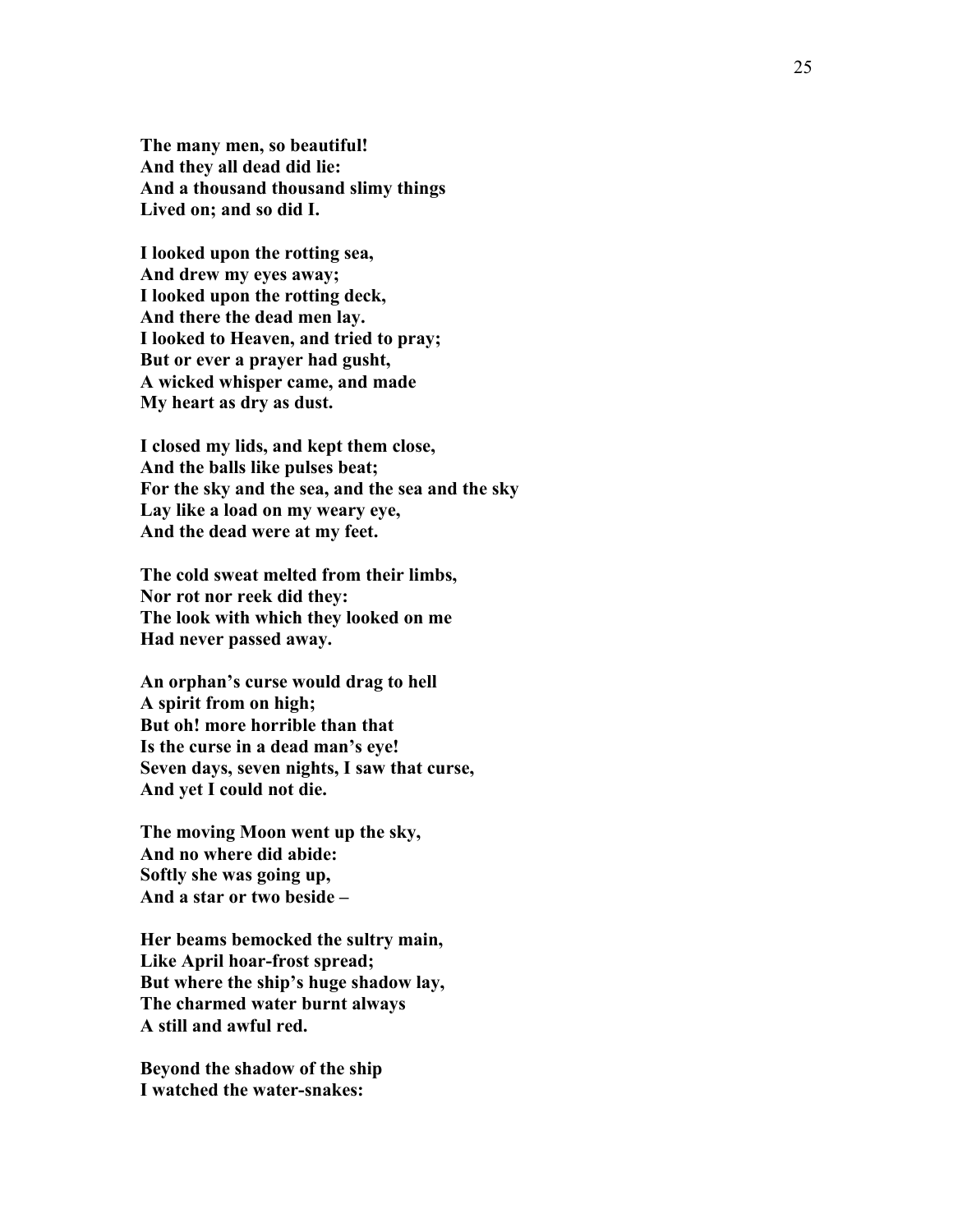**The many men, so beautiful!**
**And they all dead did lie:**
**And a thousand thousand slimy things**
**Lived on; and so did I.**

**I looked upon the rotting sea,**
**And drew my eyes away;**
**I looked upon the rotting deck,**
**And there the dead men lay.**
**I looked to Heaven, and tried to pray;**
**But or ever a prayer had gusht,**
**A wicked whisper came, and made**
**My heart as dry as dust.**

**I closed my lids, and kept them close,**
**And the balls like pulses beat;**
**For the sky and the sea, and the sea and the sky**
**Lay like a load on my weary eye,**
**And the dead were at my feet.**

**The cold sweat melted from their limbs,**
**Nor rot nor reek did they:**
**The look with which they looked on me**
**Had never passed away.**

**An orphan's curse would drag to hell**
**A spirit from on high;**
**But oh! more horrible than that**
**Is the curse in a dead man's eye!**
**Seven days, seven nights, I saw that curse,**
**And yet I could not die.**

**The moving Moon went up the sky,**
**And no where did abide:**
**Softly she was going up,**
**And a star or two beside –**

**Her beams bemocked the sultry main,**
**Like April hoar-frost spread;**
**But where the ship's huge shadow lay,**
**The charmed water burnt always**
**A still and awful red.**

**Beyond the shadow of the ship**
**I watched the water-snakes:**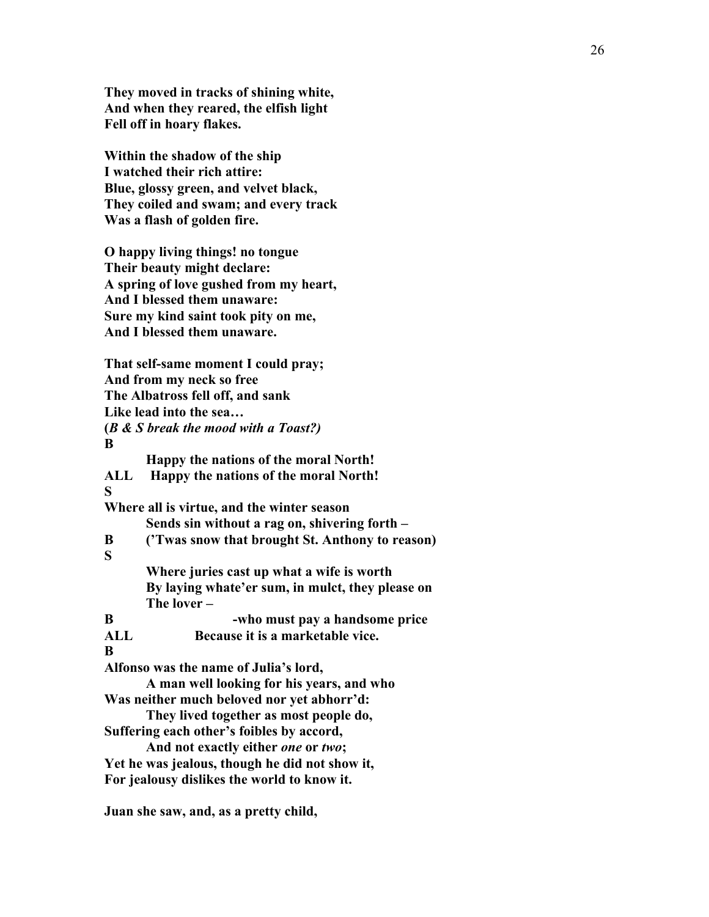**They moved in tracks of shining white,**
**And when they reared, the elfish light**
**Fell off in hoary flakes.**

**Within the shadow of the ship**
**I watched their rich attire:**
**Blue, glossy green, and velvet black,**
**They coiled and swam; and every track**
**Was a flash of golden fire.**

**O happy living things! no tongue**
**Their beauty might declare:**
**A spring of love gushed from my heart,**
**And I blessed them unaware:**
**Sure my kind saint took pity on me,**
**And I blessed them unaware.**

**That self-same moment I could pray;**
**And from my neck so free**
**The Albatross fell off, and sank**
**Like lead into the sea…**
**(*B & S break the mood with a Toast?)***
**B**
**Happy the nations of the moral North!**
**ALL Happy the nations of the moral North!**
**S**
**Where all is virtue, and the winter season**
**Sends sin without a rag on, shivering forth –**
**B ('Twas snow that brought St. Anthony to reason)**
**S**
**Where juries cast up what a wife is worth**
**By laying whate'er sum, in mulct, they please on**
**The lover –**
**B -who must pay a handsome price**
**ALL Because it is a marketable vice.**
**B**
**Alfonso was the name of Julia's lord,**
**A man well looking for his years, and who**
**Was neither much beloved nor yet abhorr'd:**
**They lived together as most people do,**
**Suffering each other's foibles by accord,**
**And not exactly either *one* or *two*;**
**Yet he was jealous, though he did not show it,**
**For jealousy dislikes the world to know it.**

**Juan she saw, and, as a pretty child,**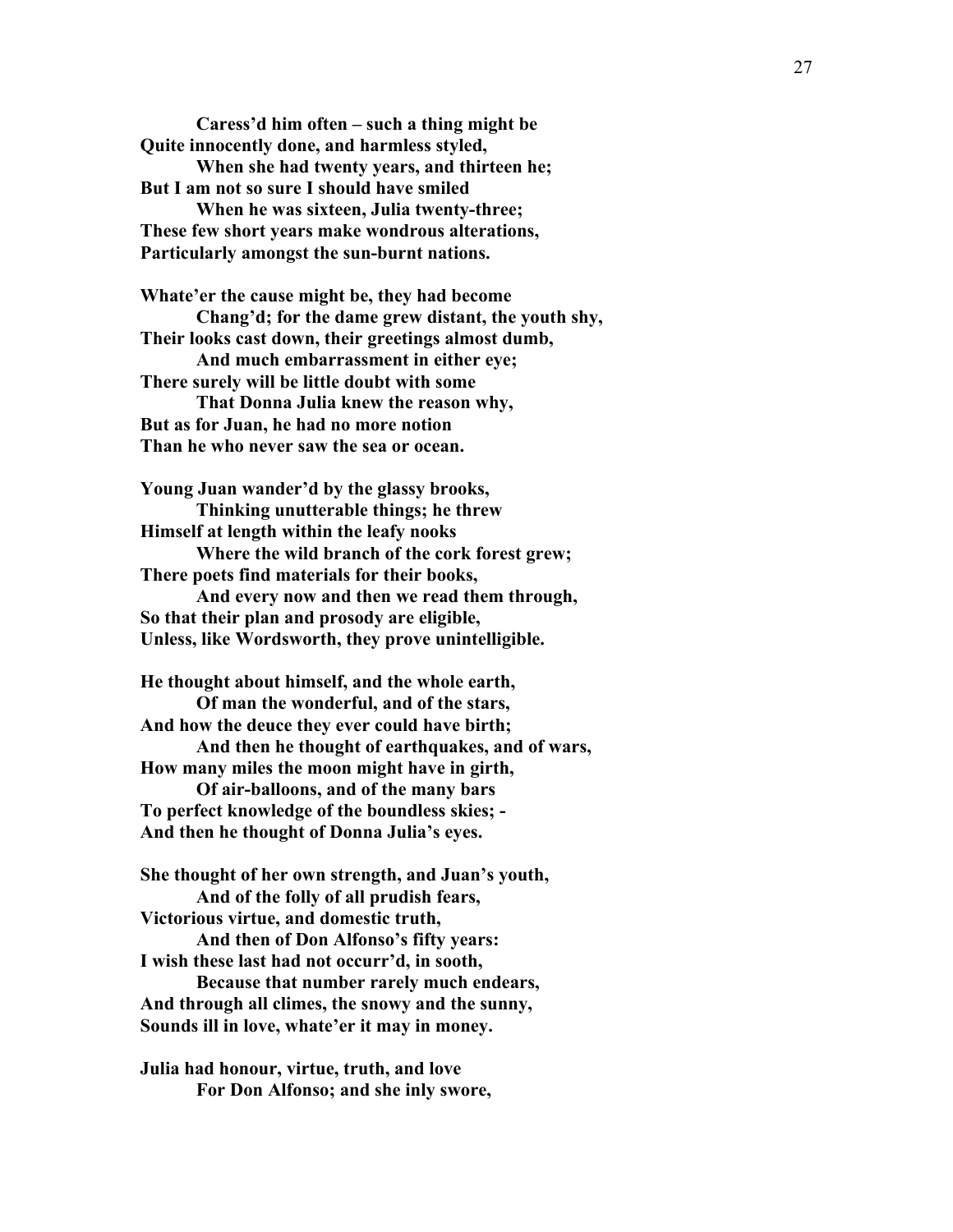**Caress'd him often – such a thing might be**
**Quite innocently done, and harmless styled,**
**When she had twenty years, and thirteen he;**
**But I am not so sure I should have smiled**
**When he was sixteen, Julia twenty-three;**
**These few short years make wondrous alterations,**
**Particularly amongst the sun-burnt nations.**

**Whate'er the cause might be, they had become**
**Chang'd; for the dame grew distant, the youth shy,**
**Their looks cast down, their greetings almost dumb,**
**And much embarrassment in either eye;**
**There surely will be little doubt with some**
**That Donna Julia knew the reason why,**
**But as for Juan, he had no more notion**
**Than he who never saw the sea or ocean.**

**Young Juan wander'd by the glassy brooks,**
**Thinking unutterable things; he threw**
**Himself at length within the leafy nooks**
**Where the wild branch of the cork forest grew;**
**There poets find materials for their books,**
**And every now and then we read them through,**
**So that their plan and prosody are eligible,**
**Unless, like Wordsworth, they prove unintelligible.**

**He thought about himself, and the whole earth,**
**Of man the wonderful, and of the stars,**
**And how the deuce they ever could have birth;**
**And then he thought of earthquakes, and of wars,**
**How many miles the moon might have in girth,**
**Of air-balloons, and of the many bars**
**To perfect knowledge of the boundless skies; -**
**And then he thought of Donna Julia's eyes.**

**She thought of her own strength, and Juan's youth,**
**And of the folly of all prudish fears,**
**Victorious virtue, and domestic truth,**
**And then of Don Alfonso's fifty years:**
**I wish these last had not occurr'd, in sooth,**
**Because that number rarely much endears,**
**And through all climes, the snowy and the sunny,**
**Sounds ill in love, whate'er it may in money.**

**Julia had honour, virtue, truth, and love**
**For Don Alfonso; and she inly swore,**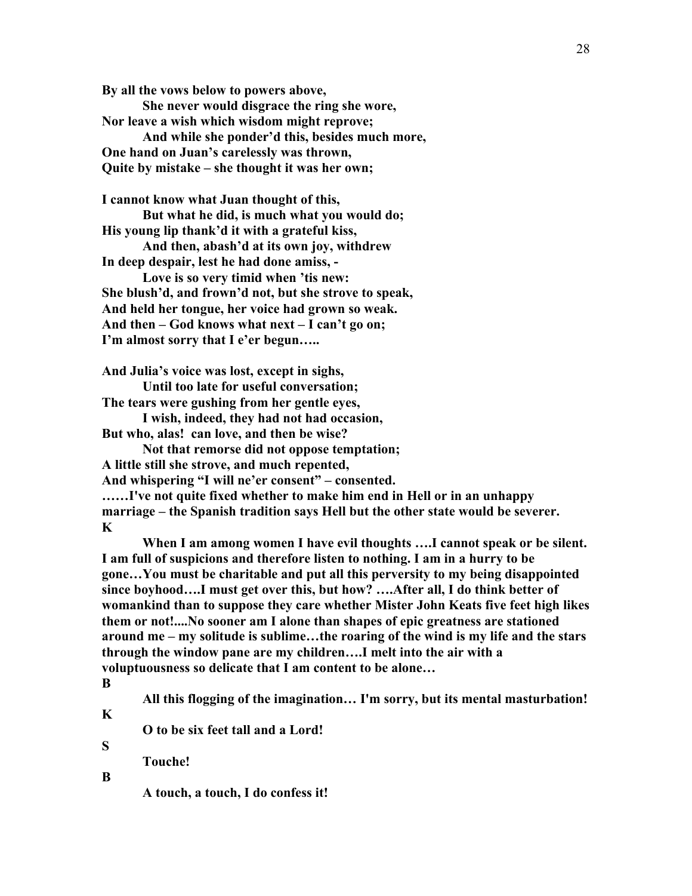**By all the vows below to powers above,**
**She never would disgrace the ring she wore,**
**Nor leave a wish which wisdom might reprove;**
**And while she ponder'd this, besides much more,**
**One hand on Juan's carelessly was thrown,**
**Quite by mistake – she thought it was her own;**

**I cannot know what Juan thought of this,**
**But what he did, is much what you would do;**
**His young lip thank'd it with a grateful kiss,**
**And then, abash'd at its own joy, withdrew**
**In deep despair, lest he had done amiss, -**
**Love is so very timid when 'tis new:**
**She blush'd, and frown'd not, but she strove to speak,**
**And held her tongue, her voice had grown so weak.**
**And then – God knows what next – I can't go on;**
**I'm almost sorry that I e'er begun…..**

**And Julia's voice was lost, except in sighs,**
**Until too late for useful conversation;**
**The tears were gushing from her gentle eyes,**
**I wish, indeed, they had not had occasion,**
**But who, alas! can love, and then be wise?**
**Not that remorse did not oppose temptation;**
**A little still she strove, and much repented,**
**And whispering "I will ne'er consent" – consented.**
**……I've not quite fixed whether to make him end in Hell or in an unhappy marriage – the Spanish tradition says Hell but the other state would be severer.**

**K**

**When I am among women I have evil thoughts ….I cannot speak or be silent. I am full of suspicions and therefore listen to nothing. I am in a hurry to be gone…You must be charitable and put all this perversity to my being disappointed since boyhood….I must get over this, but how? ….After all, I do think better of womankind than to suppose they care whether Mister John Keats five feet high likes them or not!....No sooner am I alone than shapes of epic greatness are stationed around me – my solitude is sublime…the roaring of the wind is my life and the stars through the window pane are my children….I melt into the air with a voluptuousness so delicate that I am content to be alone…**

**B**

**All this flogging of the imagination… I'm sorry, but its mental masturbation!**

**K**

**O to be six feet tall and a Lord!**

**S**

**Touche!**

**B**

**A touch, a touch, I do confess it!**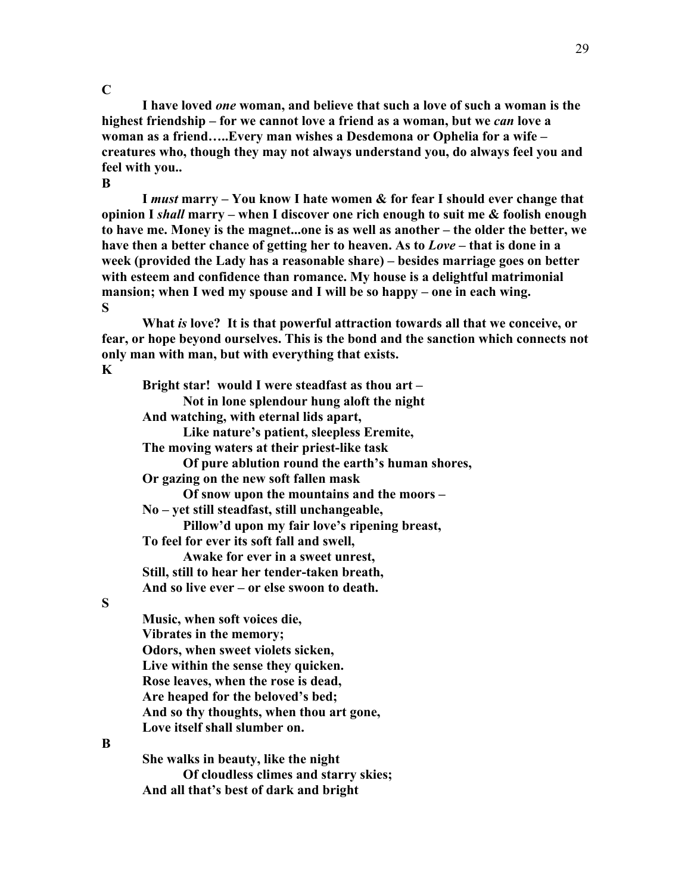**C**

**I have loved *one* woman, and believe that such a love of such a woman is the highest friendship – for we cannot love a friend as a woman, but we *can* love a woman as a friend…..Every man wishes a Desdemona or Ophelia for a wife – creatures who, though they may not always understand you, do always feel you and feel with you..**

**B**

**I *must* marry – You know I hate women & for fear I should ever change that opinion I *shall* marry – when I discover one rich enough to suit me & foolish enough to have me. Money is the magnet...one is as well as another – the older the better, we have then a better chance of getting her to heaven. As to *Love* – that is done in a week (provided the Lady has a reasonable share) – besides marriage goes on better with esteem and confidence than romance. My house is a delightful matrimonial mansion; when I wed my spouse and I will be so happy – one in each wing.**

**S**

**What *is* love? It is that powerful attraction towards all that we conceive, or fear, or hope beyond ourselves. This is the bond and the sanction which connects not only man with man, but with everything that exists.**

**K**

**Bright star! would I were steadfast as thou art –**
**Not in lone splendour hung aloft the night**
**And watching, with eternal lids apart,**
**Like nature's patient, sleepless Eremite,**
**The moving waters at their priest-like task**
**Of pure ablution round the earth's human shores,**
**Or gazing on the new soft fallen mask**
**Of snow upon the mountains and the moors –**
**No – yet still steadfast, still unchangeable,**
**Pillow'd upon my fair love's ripening breast,**
**To feel for ever its soft fall and swell,**
**Awake for ever in a sweet unrest,**
**Still, still to hear her tender-taken breath,**
**And so live ever – or else swoon to death.**

**S**

**Music, when soft voices die,**
**Vibrates in the memory;**
**Odors, when sweet violets sicken,**
**Live within the sense they quicken.**
**Rose leaves, when the rose is dead,**
**Are heaped for the beloved's bed;**
**And so thy thoughts, when thou art gone,**
**Love itself shall slumber on.**

**B**

**She walks in beauty, like the night**
**Of cloudless climes and starry skies;**
**And all that's best of dark and bright**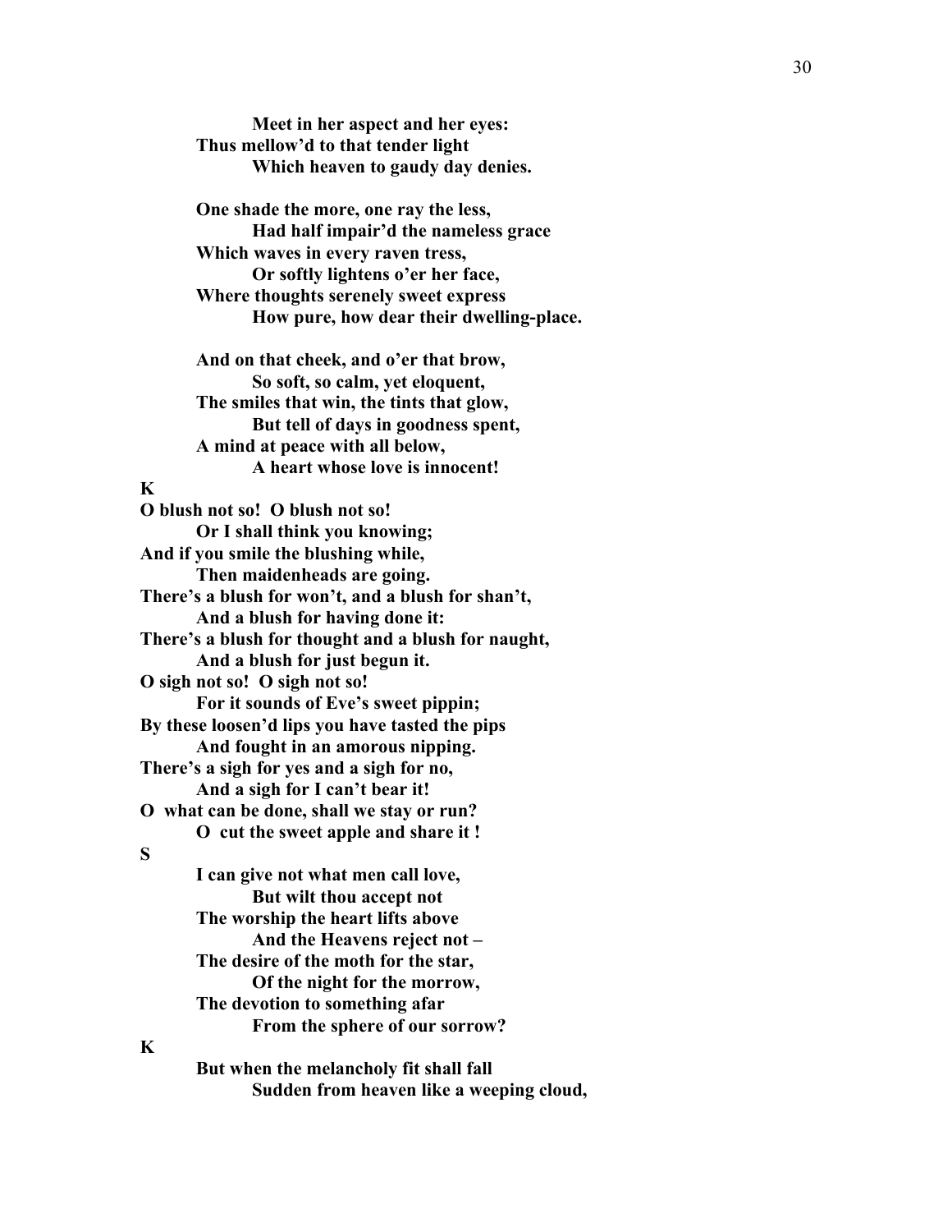**Meet in her aspect and her eyes:**
**Thus mellow'd to that tender light**
**Which heaven to gaudy day denies.**

**One shade the more, one ray the less,**
**Had half impair'd the nameless grace**
**Which waves in every raven tress,**
**Or softly lightens o'er her face,**
**Where thoughts serenely sweet express**
**How pure, how dear their dwelling-place.**

**And on that cheek, and o'er that brow,**
**So soft, so calm, yet eloquent,**
**The smiles that win, the tints that glow,**
**But tell of days in goodness spent,**
**A mind at peace with all below,**
**A heart whose love is innocent!**

**K**

**O blush not so! O blush not so!**
**Or I shall think you knowing;**
**And if you smile the blushing while,**
**Then maidenheads are going.**
**There's a blush for won't, and a blush for shan't,**
**And a blush for having done it:**
**There's a blush for thought and a blush for naught,**
**And a blush for just begun it.**
**O sigh not so! O sigh not so!**
**For it sounds of Eve's sweet pippin;**
**By these loosen'd lips you have tasted the pips**
**And fought in an amorous nipping.**
**There's a sigh for yes and a sigh for no,**
**And a sigh for I can't bear it!**
**O what can be done, shall we stay or run?**
**O cut the sweet apple and share it !**

**S**

**I can give not what men call love,**
**But wilt thou accept not**
**The worship the heart lifts above**
**And the Heavens reject not –**
**The desire of the moth for the star,**
**Of the night for the morrow,**
**The devotion to something afar**
**From the sphere of our sorrow?**

**K**

**But when the melancholy fit shall fall**
**Sudden from heaven like a weeping cloud,**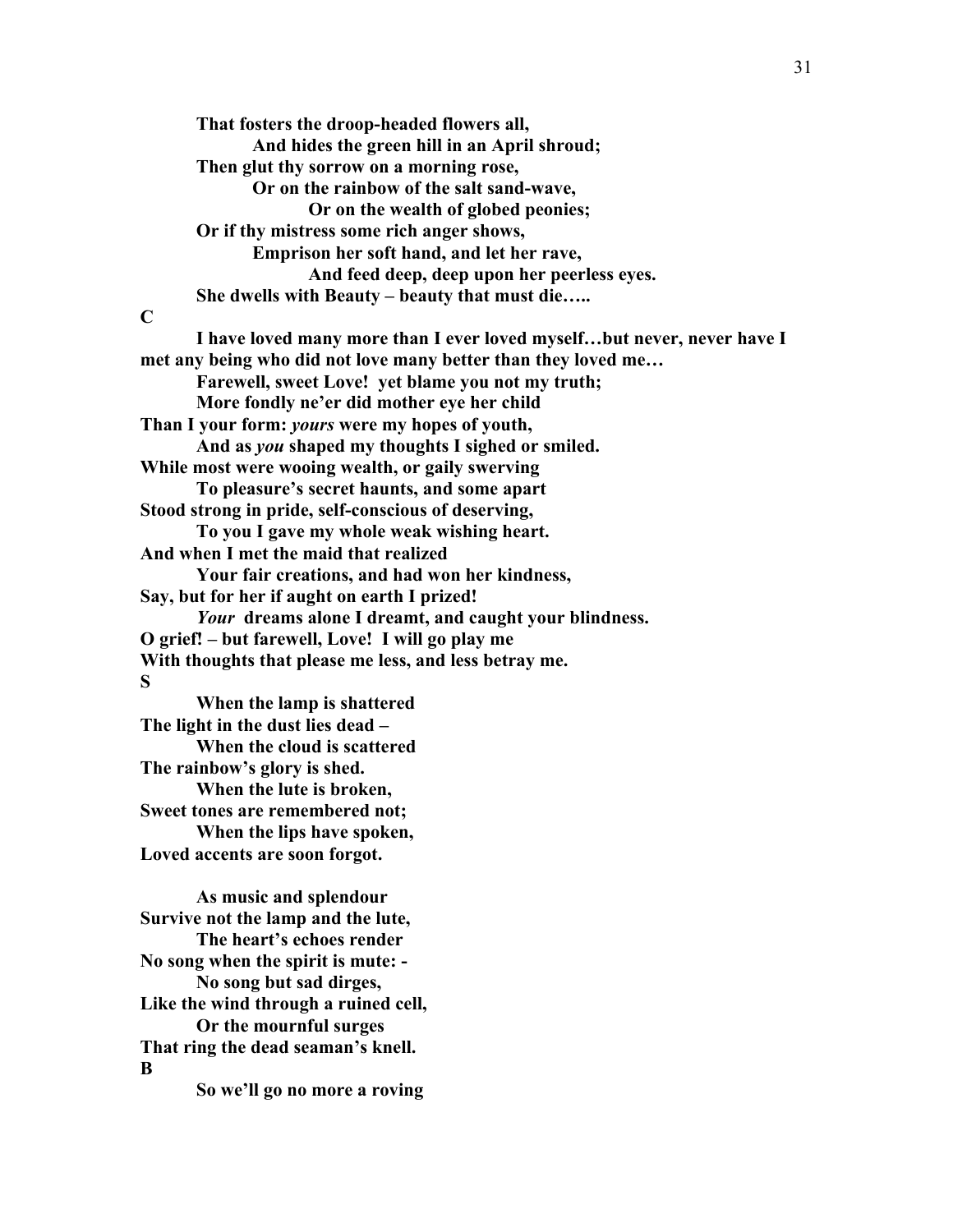**That fosters the droop-headed flowers all,**
**And hides the green hill in an April shroud;**
**Then glut thy sorrow on a morning rose,**
**Or on the rainbow of the salt sand-wave,**
**Or on the wealth of globed peonies;**
**Or if thy mistress some rich anger shows,**
**Emprison her soft hand, and let her rave,**
**And feed deep, deep upon her peerless eyes.**
**She dwells with Beauty – beauty that must die…..**

**C**

**I have loved many more than I ever loved myself…but never, never have I met any being who did not love many better than they loved me…**

**Farewell, sweet Love! yet blame you not my truth;**
**More fondly ne'er did mother eye her child**
**Than I your form: *yours* were my hopes of youth,**
**And as *you* shaped my thoughts I sighed or smiled.**
**While most were wooing wealth, or gaily swerving**
**To pleasure's secret haunts, and some apart**
**Stood strong in pride, self-conscious of deserving,**
**To you I gave my whole weak wishing heart.**
**And when I met the maid that realized**
**Your fair creations, and had won her kindness,**
**Say, but for her if aught on earth I prized!**
***Your* dreams alone I dreamt, and caught your blindness.**
**O grief! – but farewell, Love! I will go play me**
**With thoughts that please me less, and less betray me.**

**S**

**When the lamp is shattered**
**The light in the dust lies dead –**
**When the cloud is scattered**
**The rainbow's glory is shed.**
**When the lute is broken,**
**Sweet tones are remembered not;**
**When the lips have spoken,**
**Loved accents are soon forgot.**

**As music and splendour**
**Survive not the lamp and the lute,**
**The heart's echoes render**
**No song when the spirit is mute: -**
**No song but sad dirges,**
**Like the wind through a ruined cell,**
**Or the mournful surges**
**That ring the dead seaman's knell.**

**B**

**So we'll go no more a roving**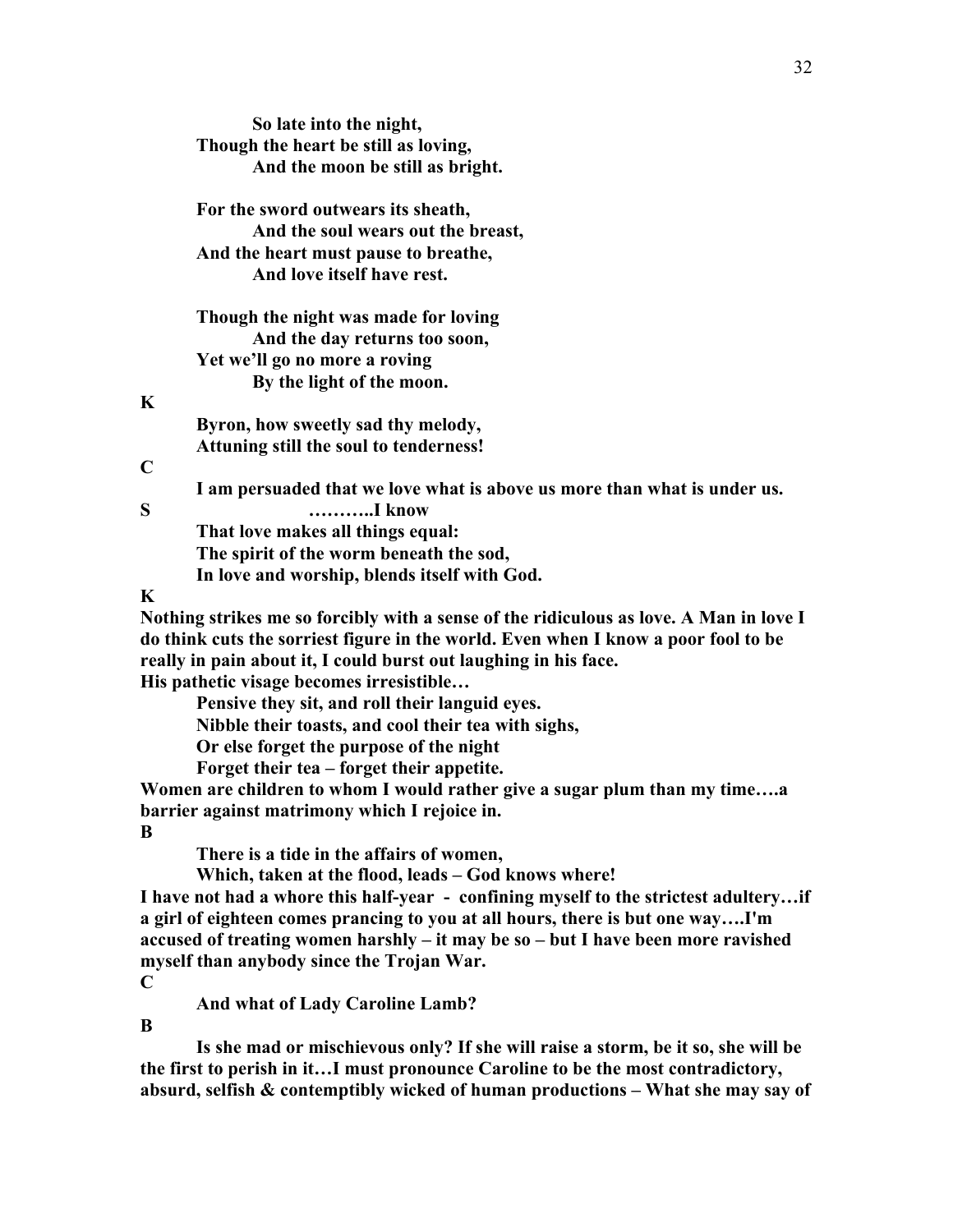**So late into the night,**
**Though the heart be still as loving,**
**And the moon be still as bright.**

**For the sword outwears its sheath,**
**And the soul wears out the breast,**
**And the heart must pause to breathe,**
**And love itself have rest.**

**Though the night was made for loving**
**And the day returns too soon,**
**Yet we'll go no more a roving**
**By the light of the moon.**

**K**

**Byron, how sweetly sad thy melody,**
**Attuning still the soul to tenderness!**

**C**

**I am persuaded that we love what is above us more than what is under us.**

**S** **………..I know**

**That love makes all things equal:**
**The spirit of the worm beneath the sod,**
**In love and worship, blends itself with God.**

**K**

**Nothing strikes me so forcibly with a sense of the ridiculous as love. A Man in love I do think cuts the sorriest figure in the world. Even when I know a poor fool to be really in pain about it, I could burst out laughing in his face.**
**His pathetic visage becomes irresistible…**

**Pensive they sit, and roll their languid eyes.**
**Nibble their toasts, and cool their tea with sighs,**
**Or else forget the purpose of the night**
**Forget their tea – forget their appetite.**

**Women are children to whom I would rather give a sugar plum than my time….a barrier against matrimony which I rejoice in.**

**B**

**There is a tide in the affairs of women,**
**Which, taken at the flood, leads – God knows where!**

**I have not had a whore this half-year - confining myself to the strictest adultery…if a girl of eighteen comes prancing to you at all hours, there is but one way….I'm accused of treating women harshly – it may be so – but I have been more ravished myself than anybody since the Trojan War.**

**C**

**And what of Lady Caroline Lamb?**

**B**

**Is she mad or mischievous only? If she will raise a storm, be it so, she will be the first to perish in it…I must pronounce Caroline to be the most contradictory, absurd, selfish & contemptibly wicked of human productions – What she may say of**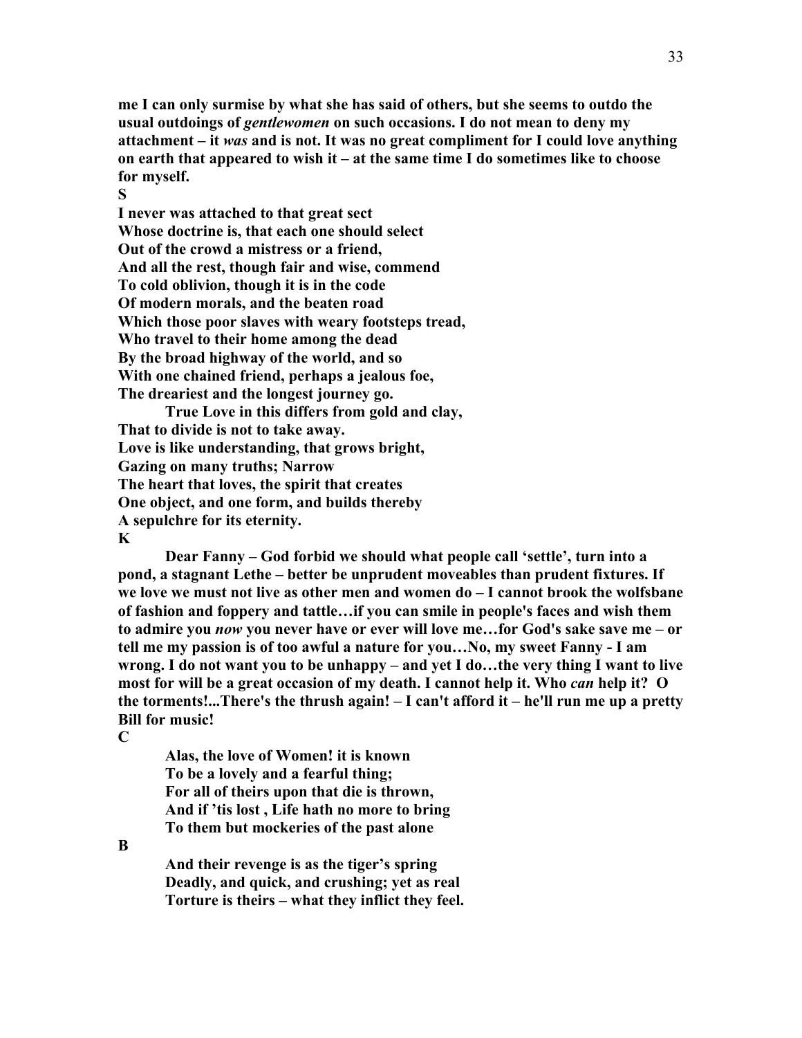**me I can only surmise by what she has said of others, but she seems to outdo the usual outdoings of *gentlewomen* on such occasions. I do not mean to deny my attachment – it *was* and is not. It was no great compliment for I could love anything on earth that appeared to wish it – at the same time I do sometimes like to choose for myself.**

**S**

**I never was attached to that great sect**
**Whose doctrine is, that each one should select**
**Out of the crowd a mistress or a friend,**
**And all the rest, though fair and wise, commend**
**To cold oblivion, though it is in the code**
**Of modern morals, and the beaten road**
**Which those poor slaves with weary footsteps tread,**
**Who travel to their home among the dead**
**By the broad highway of the world, and so**
**With one chained friend, perhaps a jealous foe,**
**The dreariest and the longest journey go.**

**True Love in this differs from gold and clay,**
**That to divide is not to take away.**
**Love is like understanding, that grows bright,**
**Gazing on many truths; Narrow**
**The heart that loves, the spirit that creates**
**One object, and one form, and builds thereby**
**A sepulchre for its eternity.**

**K**

**Dear Fanny – God forbid we should what people call 'settle', turn into a pond, a stagnant Lethe – better be unprudent moveables than prudent fixtures. If we love we must not live as other men and women do – I cannot brook the wolfsbane of fashion and foppery and tattle…if you can smile in people's faces and wish them to admire you *now* you never have or ever will love me…for God's sake save me – or tell me my passion is of too awful a nature for you…No, my sweet Fanny - I am wrong. I do not want you to be unhappy – and yet I do…the very thing I want to live most for will be a great occasion of my death. I cannot help it. Who *can* help it? O the torments!...There's the thrush again! – I can't afford it – he'll run me up a pretty Bill for music!**

**C**

**Alas, the love of Women! it is known**
**To be a lovely and a fearful thing;**
**For all of theirs upon that die is thrown,**
**And if 'tis lost , Life hath no more to bring**
**To them but mockeries of the past alone**

**B**

**And their revenge is as the tiger's spring**
**Deadly, and quick, and crushing; yet as real**
**Torture is theirs – what they inflict they feel.**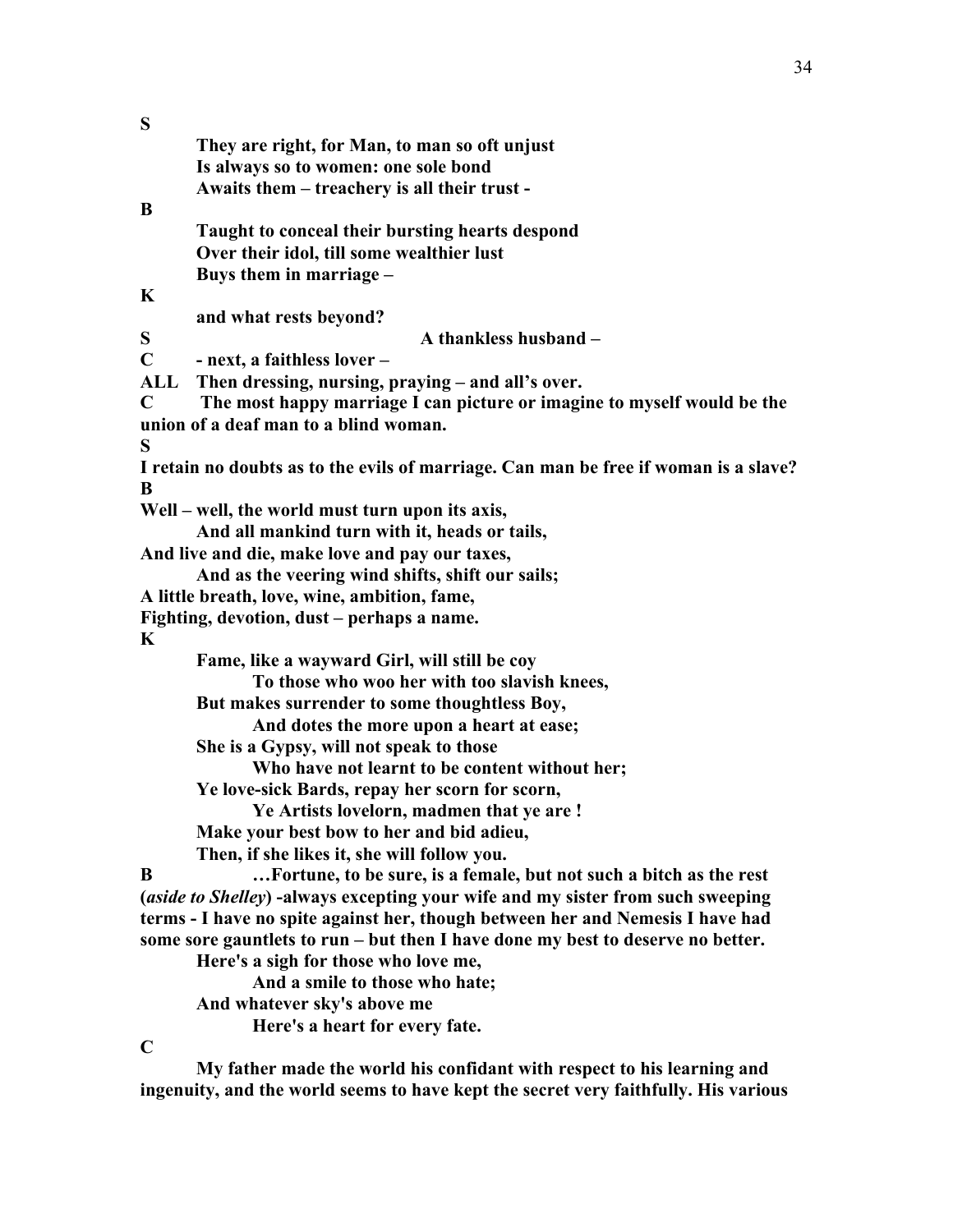**S**

**They are right, for Man, to man so oft unjust**
**Is always so to women: one sole bond**
**Awaits them – treachery is all their trust -**

**B**

**Taught to conceal their bursting hearts despond**
**Over their idol, till some wealthier lust**
**Buys them in marriage –**

**K**

**and what rests beyond?**

**S** **A thankless husband –**

**C** **- next, a faithless lover –**

**ALL** **Then dressing, nursing, praying – and all's over.**

**C** **The most happy marriage I can picture or imagine to myself would be the union of a deaf man to a blind woman.**

**S**

**I retain no doubts as to the evils of marriage. Can man be free if woman is a slave?**

**B**

**Well – well, the world must turn upon its axis,**
**And all mankind turn with it, heads or tails,**
**And live and die, make love and pay our taxes,**
**And as the veering wind shifts, shift our sails;**
**A little breath, love, wine, ambition, fame,**
**Fighting, devotion, dust – perhaps a name.**

**K**

**Fame, like a wayward Girl, will still be coy**
**To those who woo her with too slavish knees,**
**But makes surrender to some thoughtless Boy,**
**And dotes the more upon a heart at ease;**
**She is a Gypsy, will not speak to those**
**Who have not learnt to be content without her;**
**Ye love-sick Bards, repay her scorn for scorn,**
**Ye Artists lovelorn, madmen that ye are !**
**Make your best bow to her and bid adieu,**
**Then, if she likes it, she will follow you.**

**B** **…Fortune, to be sure, is a female, but not such a bitch as the rest (*aside to Shelley*) -always excepting your wife and my sister from such sweeping terms - I have no spite against her, though between her and Nemesis I have had some sore gauntlets to run – but then I have done my best to deserve no better.**

**Here's a sigh for those who love me,**
**And a smile to those who hate;**
**And whatever sky's above me**
**Here's a heart for every fate.**

**C**

**My father made the world his confidant with respect to his learning and ingenuity, and the world seems to have kept the secret very faithfully. His various**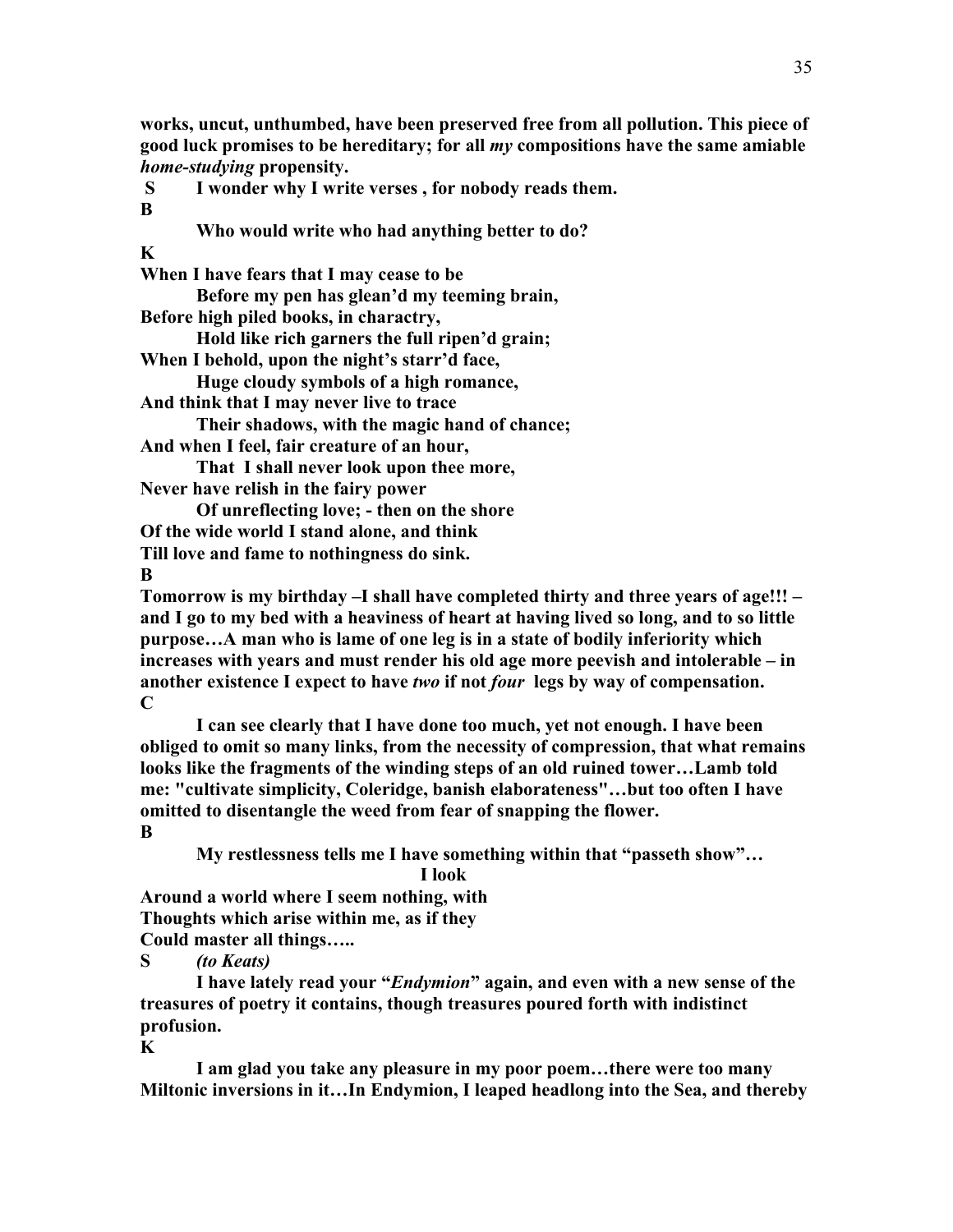**works, uncut, unthumbed, have been preserved free from all pollution. This piece of good luck promises to be hereditary; for all *my* compositions have the same amiable *home-studying* propensity.**

**S I wonder why I write verses , for nobody reads them.**

**B**

**Who would write who had anything better to do?**

**K**

**When I have fears that I may cease to be**
**Before my pen has glean'd my teeming brain,**
**Before high piled books, in charactry,**
**Hold like rich garners the full ripen'd grain;**
**When I behold, upon the night's starr'd face,**
**Huge cloudy symbols of a high romance,**
**And think that I may never live to trace**
**Their shadows, with the magic hand of chance;**
**And when I feel, fair creature of an hour,**
**That I shall never look upon thee more,**
**Never have relish in the fairy power**
**Of unreflecting love; - then on the shore**
**Of the wide world I stand alone, and think**
**Till love and fame to nothingness do sink.**

**B**

**Tomorrow is my birthday –I shall have completed thirty and three years of age!!! – and I go to my bed with a heaviness of heart at having lived so long, and to so little purpose…A man who is lame of one leg is in a state of bodily inferiority which increases with years and must render his old age more peevish and intolerable – in another existence I expect to have *two* if not *four* legs by way of compensation.**

**C**

**I can see clearly that I have done too much, yet not enough. I have been obliged to omit so many links, from the necessity of compression, that what remains looks like the fragments of the winding steps of an old ruined tower…Lamb told me: "cultivate simplicity, Coleridge, banish elaborateness"…but too often I have omitted to disentangle the weed from fear of snapping the flower.**

**B**

**My restlessness tells me I have something within that "passeth show"…**
**I look**
**Around a world where I seem nothing, with**
**Thoughts which arise within me, as if they**
**Could master all things…..**

**S *(to Keats)***

**I have lately read your "*Endymion*" again, and even with a new sense of the treasures of poetry it contains, though treasures poured forth with indistinct profusion.**

**K**

**I am glad you take any pleasure in my poor poem…there were too many Miltonic inversions in it…In Endymion, I leaped headlong into the Sea, and thereby**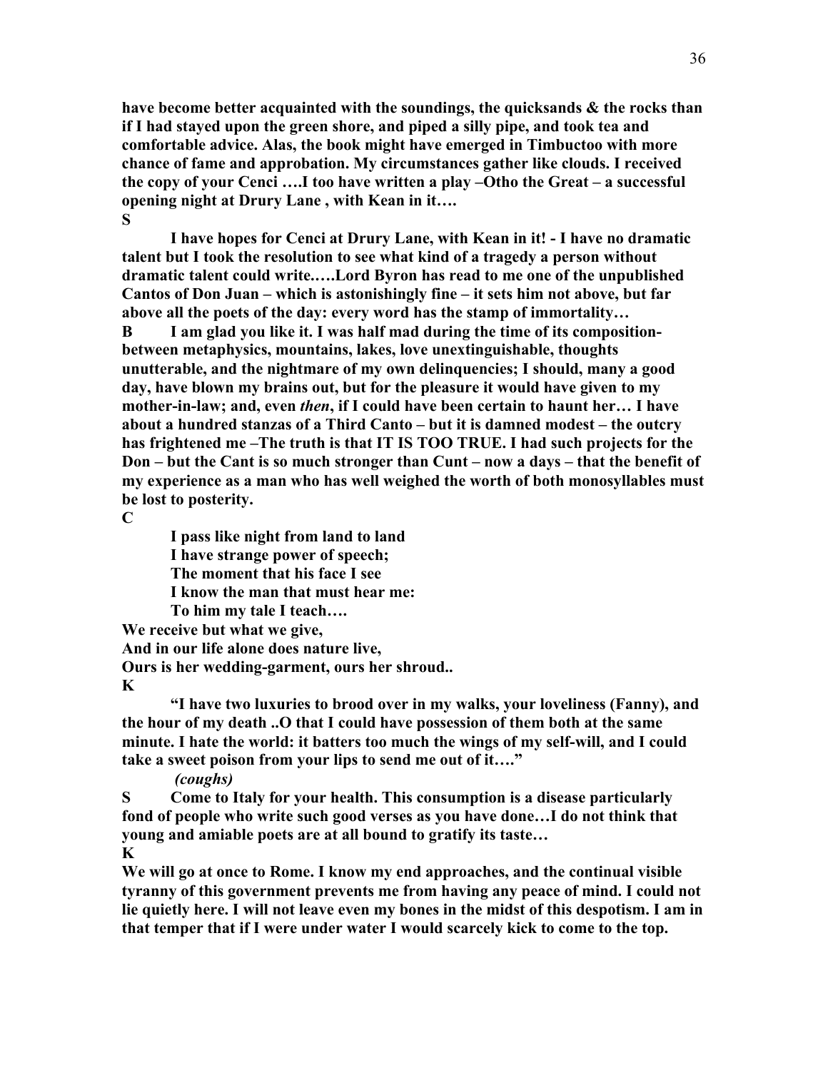**have become better acquainted with the soundings, the quicksands & the rocks than if I had stayed upon the green shore, and piped a silly pipe, and took tea and comfortable advice. Alas, the book might have emerged in Timbuctoo with more chance of fame and approbation. My circumstances gather like clouds. I received the copy of your Cenci ….I too have written a play –Otho the Great – a successful opening night at Drury Lane , with Kean in it….**

**S**

**I have hopes for Cenci at Drury Lane, with Kean in it! - I have no dramatic talent but I took the resolution to see what kind of a tragedy a person without dramatic talent could write.….Lord Byron has read to me one of the unpublished Cantos of Don Juan – which is astonishingly fine – it sets him not above, but far above all the poets of the day: every word has the stamp of immortality…**

**B I am glad you like it. I was half mad during the time of its composition- between metaphysics, mountains, lakes, love unextinguishable, thoughts unutterable, and the nightmare of my own delinquencies; I should, many a good day, have blown my brains out, but for the pleasure it would have given to my mother-in-law; and, even *then*, if I could have been certain to haunt her… I have about a hundred stanzas of a Third Canto – but it is damned modest – the outcry has frightened me –The truth is that IT IS TOO TRUE. I had such projects for the Don – but the Cant is so much stronger than Cunt – now a days – that the benefit of my experience as a man who has well weighed the worth of both monosyllables must be lost to posterity.**

**C**

**I pass like night from land to land**
**I have strange power of speech;**
**The moment that his face I see**
**I know the man that must hear me:**
**To him my tale I teach….**

**We receive but what we give,**
**And in our life alone does nature live,**
**Ours is her wedding-garment, ours her shroud..**

**K**

**"I have two luxuries to brood over in my walks, your loveliness (Fanny), and the hour of my death ..O that I could have possession of them both at the same minute. I hate the world: it batters too much the wings of my self-will, and I could take a sweet poison from your lips to send me out of it…."**

***(coughs)***

**S Come to Italy for your health. This consumption is a disease particularly fond of people who write such good verses as you have done…I do not think that young and amiable poets are at all bound to gratify its taste…**

**K**

**We will go at once to Rome. I know my end approaches, and the continual visible tyranny of this government prevents me from having any peace of mind. I could not lie quietly here. I will not leave even my bones in the midst of this despotism. I am in that temper that if I were under water I would scarcely kick to come to the top.**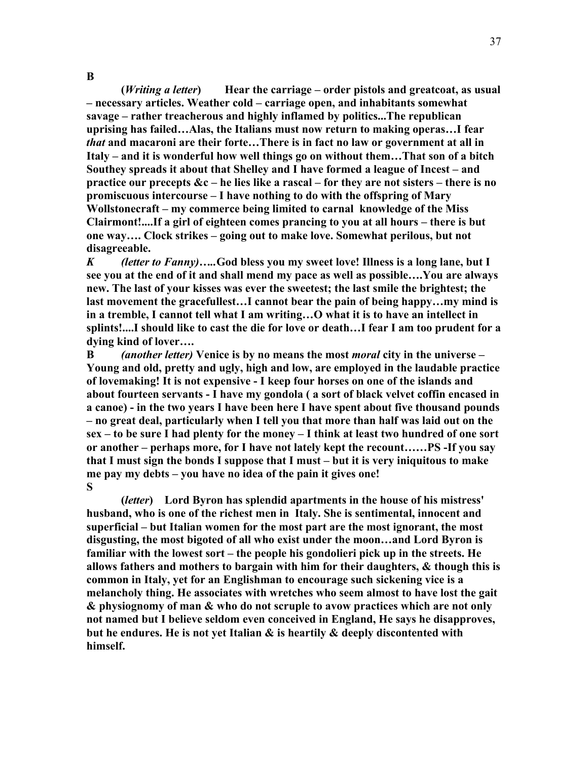**B**

**(*Writing a letter*) Hear the carriage – order pistols and greatcoat, as usual – necessary articles. Weather cold – carriage open, and inhabitants somewhat savage – rather treacherous and highly inflamed by politics...The republican uprising has failed…Alas, the Italians must now return to making operas…I fear *that* and macaroni are their forte…There is in fact no law or government at all in Italy – and it is wonderful how well things go on without them…That son of a bitch Southey spreads it about that Shelley and I have formed a league of Incest – and practice our precepts &c – he lies like a rascal – for they are not sisters – there is no promiscuous intercourse – I have nothing to do with the offspring of Mary Wollstonecraft – my commerce being limited to carnal knowledge of the Miss Clairmont!....If a girl of eighteen comes prancing to you at all hours – there is but one way…. Clock strikes – going out to make love. Somewhat perilous, but not disagreeable.**

***K*** ***(letter to Fanny)*****…..God bless you my sweet love! Illness is a long lane, but I see you at the end of it and shall mend my pace as well as possible….You are always new. The last of your kisses was ever the sweetest; the last smile the brightest; the last movement the gracefullest…I cannot bear the pain of being happy…my mind is in a tremble, I cannot tell what I am writing…O what it is to have an intellect in splints!....I should like to cast the die for love or death…I fear I am too prudent for a dying kind of lover….**

**B** ***(another letter)*** **Venice is by no means the most *moral* city in the universe – Young and old, pretty and ugly, high and low, are employed in the laudable practice of lovemaking! It is not expensive - I keep four horses on one of the islands and about fourteen servants - I have my gondola ( a sort of black velvet coffin encased in a canoe) - in the two years I have been here I have spent about five thousand pounds – no great deal, particularly when I tell you that more than half was laid out on the sex – to be sure I had plenty for the money – I think at least two hundred of one sort or another – perhaps more, for I have not lately kept the recount……PS -If you say that I must sign the bonds I suppose that I must – but it is very iniquitous to make me pay my debts – you have no idea of the pain it gives one!**

**S**

**(*letter*) Lord Byron has splendid apartments in the house of his mistress' husband, who is one of the richest men in Italy. She is sentimental, innocent and superficial – but Italian women for the most part are the most ignorant, the most disgusting, the most bigoted of all who exist under the moon…and Lord Byron is familiar with the lowest sort – the people his gondolieri pick up in the streets. He allows fathers and mothers to bargain with him for their daughters, & though this is common in Italy, yet for an Englishman to encourage such sickening vice is a melancholy thing. He associates with wretches who seem almost to have lost the gait & physiognomy of man & who do not scruple to avow practices which are not only not named but I believe seldom even conceived in England, He says he disapproves, but he endures. He is not yet Italian & is heartily & deeply discontented with himself.**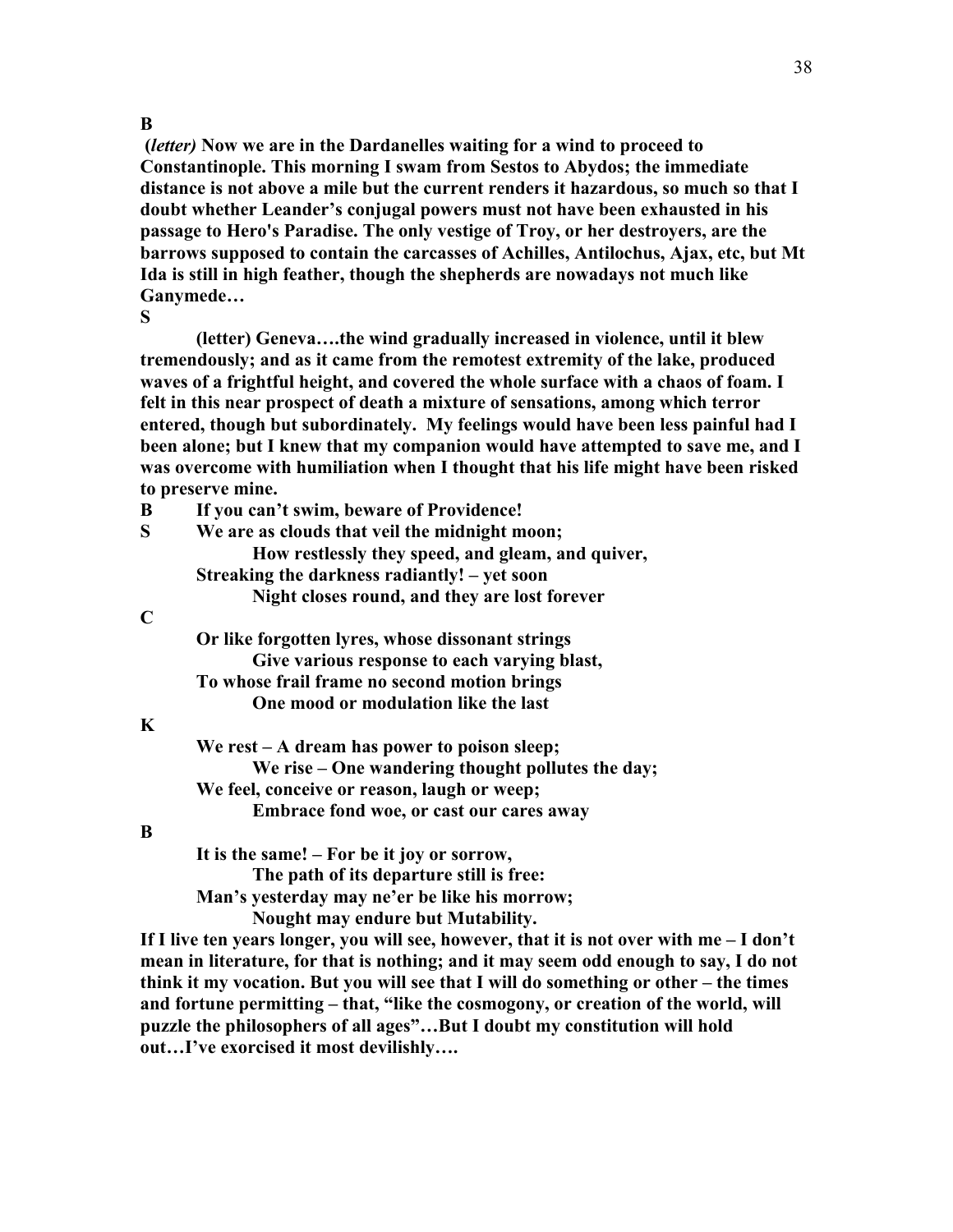**B**

**(*letter*) Now we are in the Dardanelles waiting for a wind to proceed to Constantinople. This morning I swam from Sestos to Abydos; the immediate distance is not above a mile but the current renders it hazardous, so much so that I doubt whether Leander's conjugal powers must not have been exhausted in his passage to Hero's Paradise. The only vestige of Troy, or her destroyers, are the barrows supposed to contain the carcasses of Achilles, Antilochus, Ajax, etc, but Mt Ida is still in high feather, though the shepherds are nowadays not much like Ganymede…**

**S**

**(letter) Geneva….the wind gradually increased in violence, until it blew tremendously; and as it came from the remotest extremity of the lake, produced waves of a frightful height, and covered the whole surface with a chaos of foam. I felt in this near prospect of death a mixture of sensations, among which terror entered, though but subordinately. My feelings would have been less painful had I been alone; but I knew that my companion would have attempted to save me, and I was overcome with humiliation when I thought that his life might have been risked to preserve mine.**

**B** **If you can't swim, beware of Providence!**

**S** **We are as clouds that veil the midnight moon;**
**How restlessly they speed, and gleam, and quiver,**
**Streaking the darkness radiantly! – yet soon**
**Night closes round, and they are lost forever**

**C**

**Or like forgotten lyres, whose dissonant strings**
**Give various response to each varying blast,**
**To whose frail frame no second motion brings**
**One mood or modulation like the last**

**K**

**We rest – A dream has power to poison sleep;**
**We rise – One wandering thought pollutes the day;**
**We feel, conceive or reason, laugh or weep;**
**Embrace fond woe, or cast our cares away**

**B**

**It is the same! – For be it joy or sorrow,**
**The path of its departure still is free:**
**Man's yesterday may ne'er be like his morrow;**
**Nought may endure but Mutability.**

**If I live ten years longer, you will see, however, that it is not over with me – I don't mean in literature, for that is nothing; and it may seem odd enough to say, I do not think it my vocation. But you will see that I will do something or other – the times and fortune permitting – that, "like the cosmogony, or creation of the world, will puzzle the philosophers of all ages"…But I doubt my constitution will hold out…I've exorcised it most devilishly….**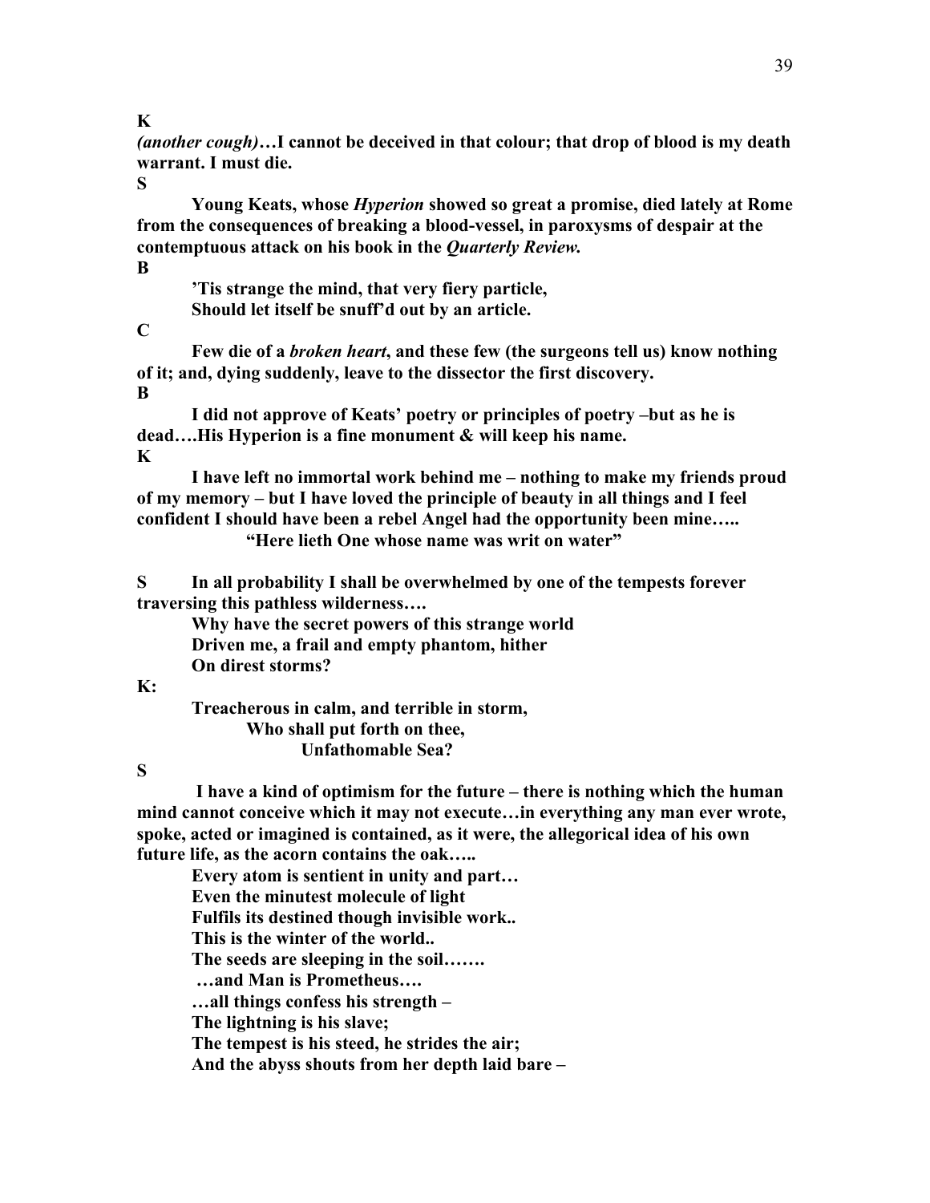**K**

***(another cough)*…I cannot be deceived in that colour; that drop of blood is my death warrant. I must die.**

**S**

**Young Keats, whose *Hyperion* showed so great a promise, died lately at Rome from the consequences of breaking a blood-vessel, in paroxysms of despair at the contemptuous attack on his book in the *Quarterly Review.***

**B**

**'Tis strange the mind, that very fiery particle,**
**Should let itself be snuff'd out by an article.**

**C**

**Few die of a *broken heart*, and these few (the surgeons tell us) know nothing of it; and, dying suddenly, leave to the dissector the first discovery.**

**B**

**I did not approve of Keats' poetry or principles of poetry –but as he is dead….His Hyperion is a fine monument & will keep his name.**

**K**

**I have left no immortal work behind me – nothing to make my friends proud of my memory – but I have loved the principle of beauty in all things and I feel confident I should have been a rebel Angel had the opportunity been mine…..**

**"Here lieth One whose name was writ on water"**

**S** **In all probability I shall be overwhelmed by one of the tempests forever traversing this pathless wilderness….**

**Why have the secret powers of this strange world**
**Driven me, a frail and empty phantom, hither**
**On direst storms?**

**K:**

**Treacherous in calm, and terrible in storm,**
**Who shall put forth on thee,**
**Unfathomable Sea?**

**S**

**I have a kind of optimism for the future – there is nothing which the human mind cannot conceive which it may not execute…in everything any man ever wrote, spoke, acted or imagined is contained, as it were, the allegorical idea of his own future life, as the acorn contains the oak…..**

**Every atom is sentient in unity and part…**
**Even the minutest molecule of light**
**Fulfils its destined though invisible work..**
**This is the winter of the world..**
**The seeds are sleeping in the soil…….**
**…and Man is Prometheus….**
**…all things confess his strength –**
**The lightning is his slave;**
**The tempest is his steed, he strides the air;**
**And the abyss shouts from her depth laid bare –**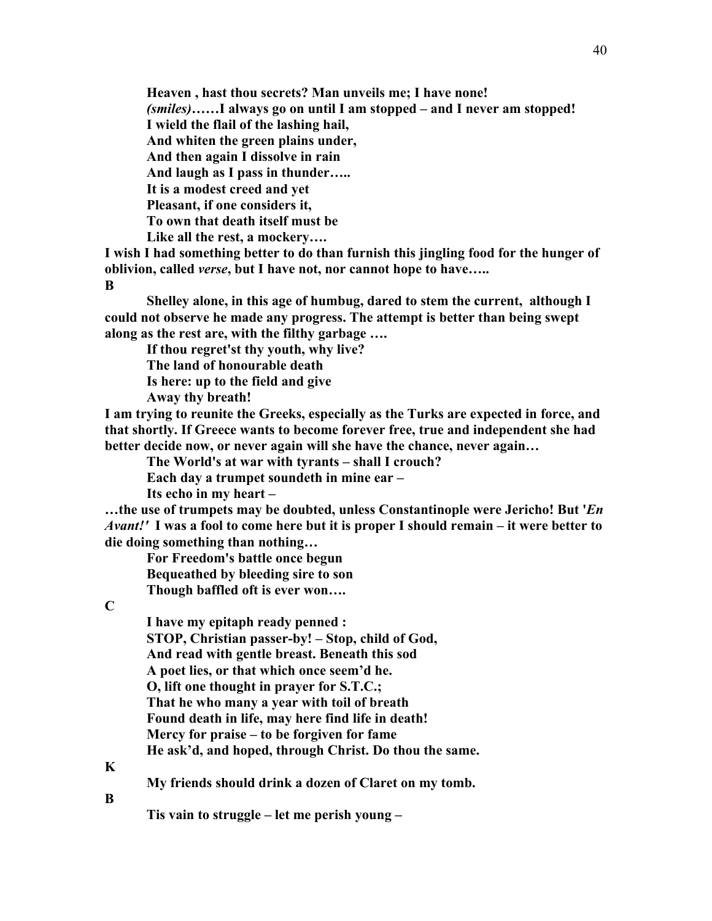**Heaven , hast thou secrets? Man unveils me; I have none!**
***(smiles)*……I always go on until I am stopped – and I never am stopped!**
**I wield the flail of the lashing hail,**
**And whiten the green plains under,**
**And then again I dissolve in rain**
**And laugh as I pass in thunder…..**
**It is a modest creed and yet**
**Pleasant, if one considers it,**
**To own that death itself must be**
**Like all the rest, a mockery….**

**I wish I had something better to do than furnish this jingling food for the hunger of oblivion, called *verse*, but I have not, nor cannot hope to have…..**

**B**

**Shelley alone, in this age of humbug, dared to stem the current, although I could not observe he made any progress. The attempt is better than being swept along as the rest are, with the filthy garbage ….**

**If thou regret'st thy youth, why live?**
**The land of honourable death**
**Is here: up to the field and give**
**Away thy breath!**

**I am trying to reunite the Greeks, especially as the Turks are expected in force, and that shortly. If Greece wants to become forever free, true and independent she had better decide now, or never again will she have the chance, never again…**

**The World's at war with tyrants – shall I crouch?**
**Each day a trumpet soundeth in mine ear –**
**Its echo in my heart –**

**…the use of trumpets may be doubted, unless Constantinople were Jericho! But '*En Avant!'* I was a fool to come here but it is proper I should remain – it were better to die doing something than nothing…**

**For Freedom's battle once begun**
**Bequeathed by bleeding sire to son**
**Though baffled oft is ever won….**

**C**

**I have my epitaph ready penned :**
**STOP, Christian passer-by! – Stop, child of God,**
**And read with gentle breast. Beneath this sod**
**A poet lies, or that which once seem'd he.**
**O, lift one thought in prayer for S.T.C.;**
**That he who many a year with toil of breath**
**Found death in life, may here find life in death!**
**Mercy for praise – to be forgiven for fame**
**He ask'd, and hoped, through Christ. Do thou the same.**

**K**

**My friends should drink a dozen of Claret on my tomb.**

**B**

**Tis vain to struggle – let me perish young –**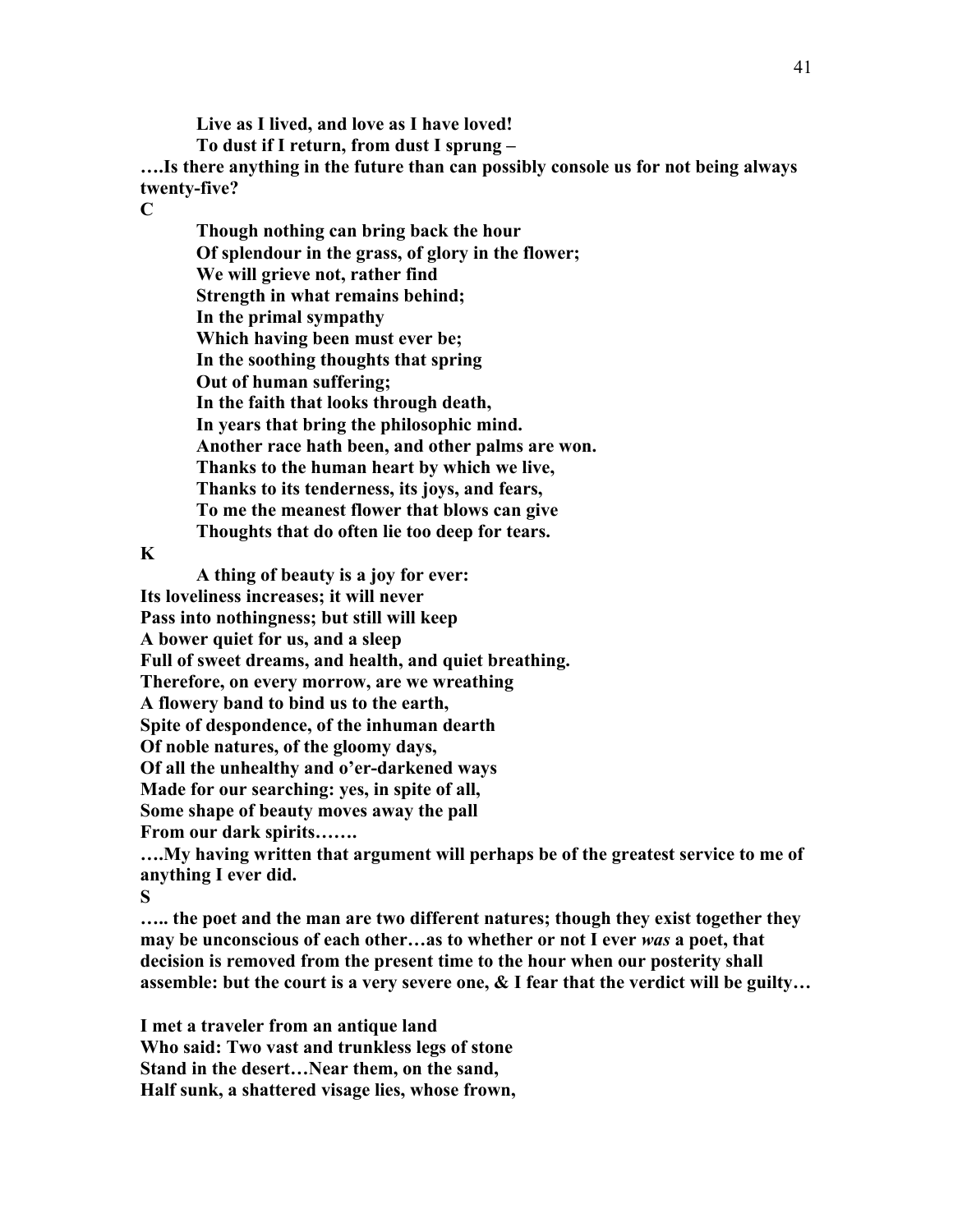**Live as I lived, and love as I have loved!**
**To dust if I return, from dust I sprung –**

**….Is there anything in the future than can possibly console us for not being always twenty-five?**

**C**

**Though nothing can bring back the hour**
**Of splendour in the grass, of glory in the flower;**
**We will grieve not, rather find**
**Strength in what remains behind;**
**In the primal sympathy**
**Which having been must ever be;**
**In the soothing thoughts that spring**
**Out of human suffering;**
**In the faith that looks through death,**
**In years that bring the philosophic mind.**
**Another race hath been, and other palms are won.**
**Thanks to the human heart by which we live,**
**Thanks to its tenderness, its joys, and fears,**
**To me the meanest flower that blows can give**
**Thoughts that do often lie too deep for tears.**

**K**

**A thing of beauty is a joy for ever:**
**Its loveliness increases; it will never**
**Pass into nothingness; but still will keep**
**A bower quiet for us, and a sleep**
**Full of sweet dreams, and health, and quiet breathing.**
**Therefore, on every morrow, are we wreathing**
**A flowery band to bind us to the earth,**
**Spite of despondence, of the inhuman dearth**
**Of noble natures, of the gloomy days,**
**Of all the unhealthy and o'er-darkened ways**
**Made for our searching: yes, in spite of all,**
**Some shape of beauty moves away the pall**
**From our dark spirits…….**

**….My having written that argument will perhaps be of the greatest service to me of anything I ever did.**

**S**

**….. the poet and the man are two different natures; though they exist together they may be unconscious of each other…as to whether or not I ever *was* a poet, that decision is removed from the present time to the hour when our posterity shall assemble: but the court is a very severe one, & I fear that the verdict will be guilty…**

**I met a traveler from an antique land**
**Who said: Two vast and trunkless legs of stone**
**Stand in the desert…Near them, on the sand,**
**Half sunk, a shattered visage lies, whose frown,**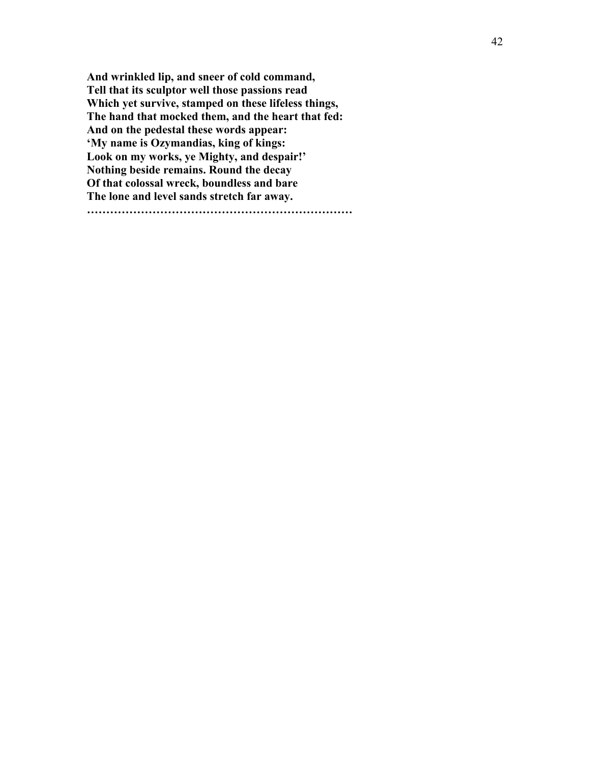**And wrinkled lip, and sneer of cold command,**
**Tell that its sculptor well those passions read**
**Which yet survive, stamped on these lifeless things,**
**The hand that mocked them, and the heart that fed:**
**And on the pedestal these words appear:**
**'My name is Ozymandias, king of kings:**
**Look on my works, ye Mighty, and despair!'**
**Nothing beside remains. Round the decay**
**Of that colossal wreck, boundless and bare**
**The lone and level sands stretch far away.**
**………………………………………………………………**